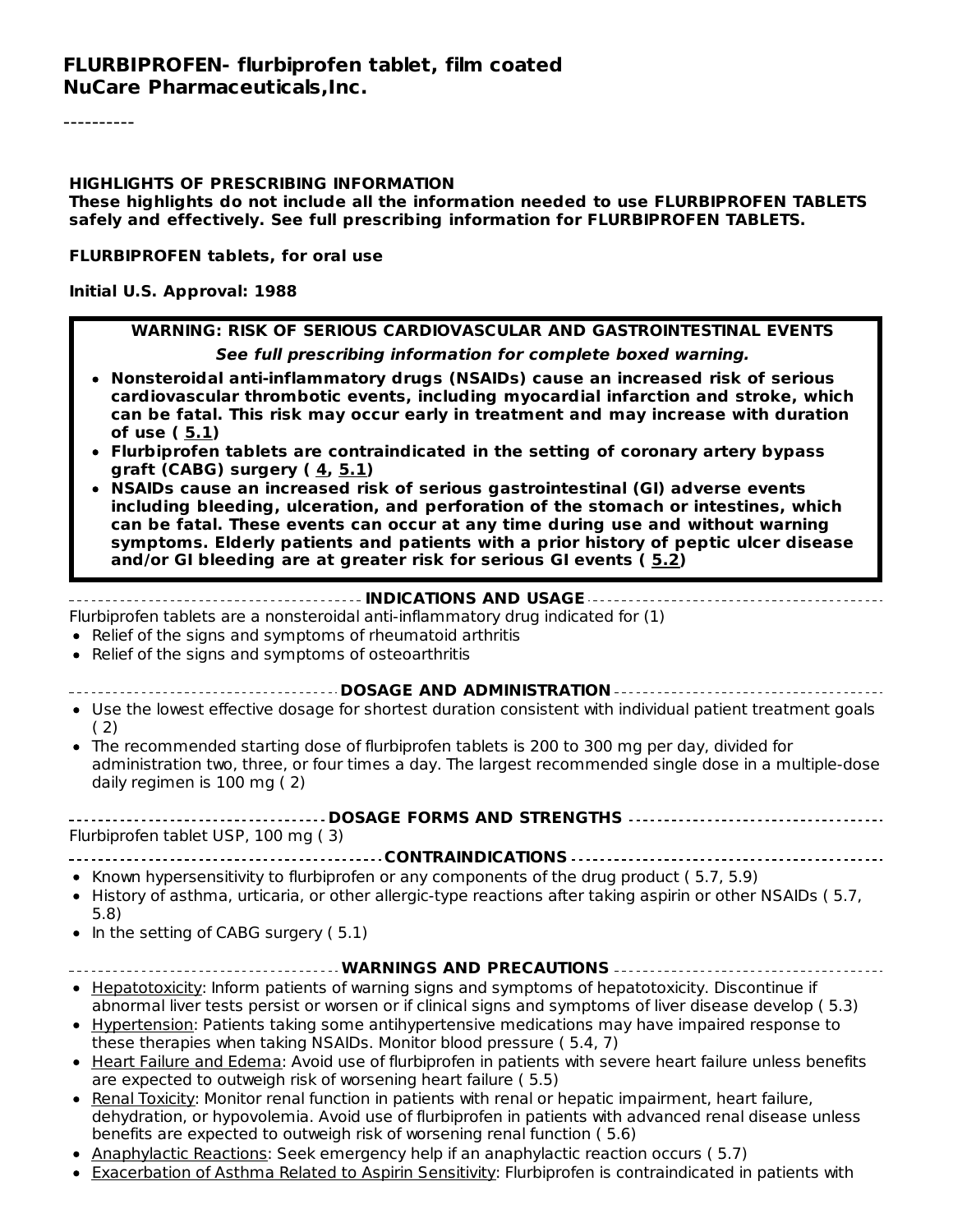# FLURBIPROFEN- flurbiprofen tablet, film coated
## NuCare Pharmaceuticals,Inc.

----------

**HIGHLIGHTS OF PRESCRIBING INFORMATION**
**These highlights do not include all the information needed to use FLURBIPROFEN TABLETS safely and effectively. See full prescribing information for FLURBIPROFEN TABLETS.**

**FLURBIPROFEN tablets, for oral use**

**Initial U.S. Approval: 1988**

**WARNING: RISK OF SERIOUS CARDIOVASCULAR AND GASTROINTESTINAL EVENTS**

***See full prescribing information for complete boxed warning.***

- **Nonsteroidal anti-inflammatory drugs (NSAIDs) cause an increased risk of serious cardiovascular thrombotic events, including myocardial infarction and stroke, which can be fatal. This risk may occur early in treatment and may increase with duration of use ( 5.1)**
- **Flurbiprofen tablets are contraindicated in the setting of coronary artery bypass graft (CABG) surgery ( 4, 5.1)**
- **NSAIDs cause an increased risk of serious gastrointestinal (GI) adverse events including bleeding, ulceration, and perforation of the stomach or intestines, which can be fatal. These events can occur at any time during use and without warning symptoms. Elderly patients and patients with a prior history of peptic ulcer disease and/or GI bleeding are at greater risk for serious GI events ( 5.2)**

**INDICATIONS AND USAGE**

Flurbiprofen tablets are a nonsteroidal anti-inflammatory drug indicated for (1)

- Relief of the signs and symptoms of rheumatoid arthritis
- Relief of the signs and symptoms of osteoarthritis

**DOSAGE AND ADMINISTRATION**

- Use the lowest effective dosage for shortest duration consistent with individual patient treatment goals ( 2)
- The recommended starting dose of flurbiprofen tablets is 200 to 300 mg per day, divided for administration two, three, or four times a day. The largest recommended single dose in a multiple-dose daily regimen is 100 mg ( 2)

**DOSAGE FORMS AND STRENGTHS**

Flurbiprofen tablet USP, 100 mg ( 3)

**CONTRAINDICATIONS**

- Known hypersensitivity to flurbiprofen or any components of the drug product ( 5.7, 5.9)
- History of asthma, urticaria, or other allergic-type reactions after taking aspirin or other NSAIDs ( 5.7, 5.8)
- In the setting of CABG surgery ( 5.1)

**WARNINGS AND PRECAUTIONS**

- Hepatotoxicity: Inform patients of warning signs and symptoms of hepatotoxicity. Discontinue if abnormal liver tests persist or worsen or if clinical signs and symptoms of liver disease develop ( 5.3)
- Hypertension: Patients taking some antihypertensive medications may have impaired response to these therapies when taking NSAIDs. Monitor blood pressure ( 5.4, 7)
- Heart Failure and Edema: Avoid use of flurbiprofen in patients with severe heart failure unless benefits are expected to outweigh risk of worsening heart failure ( 5.5)
- Renal Toxicity: Monitor renal function in patients with renal or hepatic impairment, heart failure, dehydration, or hypovolemia. Avoid use of flurbiprofen in patients with advanced renal disease unless benefits are expected to outweigh risk of worsening renal function ( 5.6)
- Anaphylactic Reactions: Seek emergency help if an anaphylactic reaction occurs ( 5.7)
- Exacerbation of Asthma Related to Aspirin Sensitivity: Flurbiprofen is contraindicated in patients with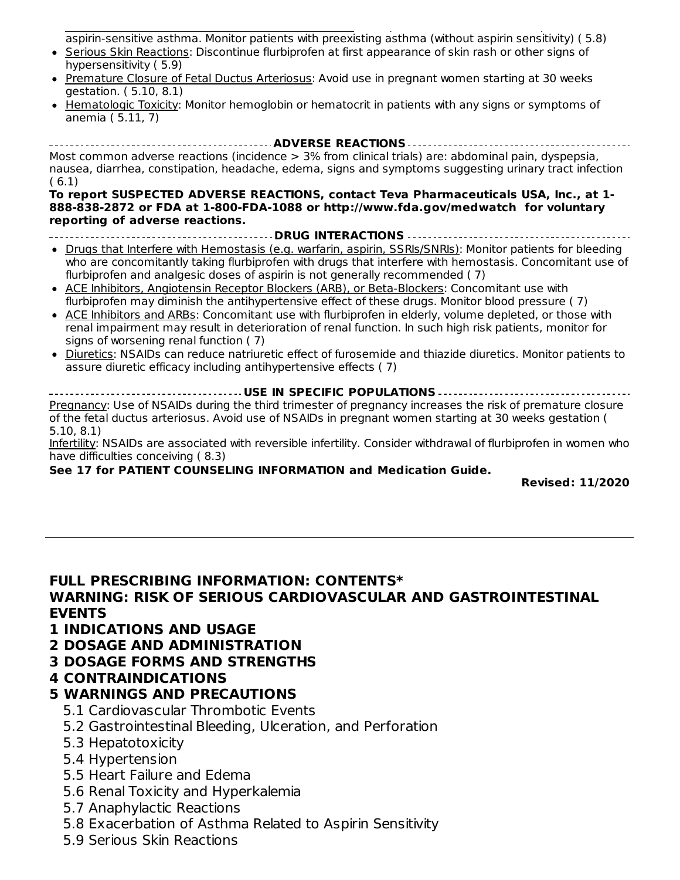aspirin-sensitive asthma. Monitor patients with preexisting asthma (without aspirin sensitivity) ( 5.8)

- Serious Skin Reactions: Discontinue flurbiprofen at first appearance of skin rash or other signs of hypersensitivity ( 5.9)
- Premature Closure of Fetal Ductus Arteriosus: Avoid use in pregnant women starting at 30 weeks gestation. ( 5.10, 8.1)
- Hematologic Toxicity: Monitor hemoglobin or hematocrit in patients with any signs or symptoms of anemia ( 5.11, 7)

**ADVERSE REACTIONS**

Most common adverse reactions (incidence > 3% from clinical trials) are: abdominal pain, dyspepsia, nausea, diarrhea, constipation, headache, edema, signs and symptoms suggesting urinary tract infection ( 6.1)

**To report SUSPECTED ADVERSE REACTIONS, contact Teva Pharmaceuticals USA, Inc., at 1-888-838-2872 or FDA at 1-800-FDA-1088 or http://www.fda.gov/medwatch for voluntary reporting of adverse reactions.**

**DRUG INTERACTIONS**

- Drugs that Interfere with Hemostasis (e.g. warfarin, aspirin, SSRIs/SNRIs): Monitor patients for bleeding who are concomitantly taking flurbiprofen with drugs that interfere with hemostasis. Concomitant use of flurbiprofen and analgesic doses of aspirin is not generally recommended ( 7)
- ACE Inhibitors, Angiotensin Receptor Blockers (ARB), or Beta-Blockers: Concomitant use with flurbiprofen may diminish the antihypertensive effect of these drugs. Monitor blood pressure ( 7)
- ACE Inhibitors and ARBs: Concomitant use with flurbiprofen in elderly, volume depleted, or those with renal impairment may result in deterioration of renal function. In such high risk patients, monitor for signs of worsening renal function ( 7)
- Diuretics: NSAIDs can reduce natriuretic effect of furosemide and thiazide diuretics. Monitor patients to assure diuretic efficacy including antihypertensive effects ( 7)

**USE IN SPECIFIC POPULATIONS**

Pregnancy: Use of NSAIDs during the third trimester of pregnancy increases the risk of premature closure of the fetal ductus arteriosus. Avoid use of NSAIDs in pregnant women starting at 30 weeks gestation ( 5.10, 8.1)

Infertility: NSAIDs are associated with reversible infertility. Consider withdrawal of flurbiprofen in women who have difficulties conceiving ( 8.3)

**See 17 for PATIENT COUNSELING INFORMATION and Medication Guide.**

**Revised: 11/2020**

---

## FULL PRESCRIBING INFORMATION: CONTENTS*

**WARNING: RISK OF SERIOUS CARDIOVASCULAR AND GASTROINTESTINAL EVENTS**

**1 INDICATIONS AND USAGE**

**2 DOSAGE AND ADMINISTRATION**

**3 DOSAGE FORMS AND STRENGTHS**

**4 CONTRAINDICATIONS**

**5 WARNINGS AND PRECAUTIONS**

5.1 Cardiovascular Thrombotic Events
5.2 Gastrointestinal Bleeding, Ulceration, and Perforation
5.3 Hepatotoxicity
5.4 Hypertension
5.5 Heart Failure and Edema
5.6 Renal Toxicity and Hyperkalemia
5.7 Anaphylactic Reactions
5.8 Exacerbation of Asthma Related to Aspirin Sensitivity
5.9 Serious Skin Reactions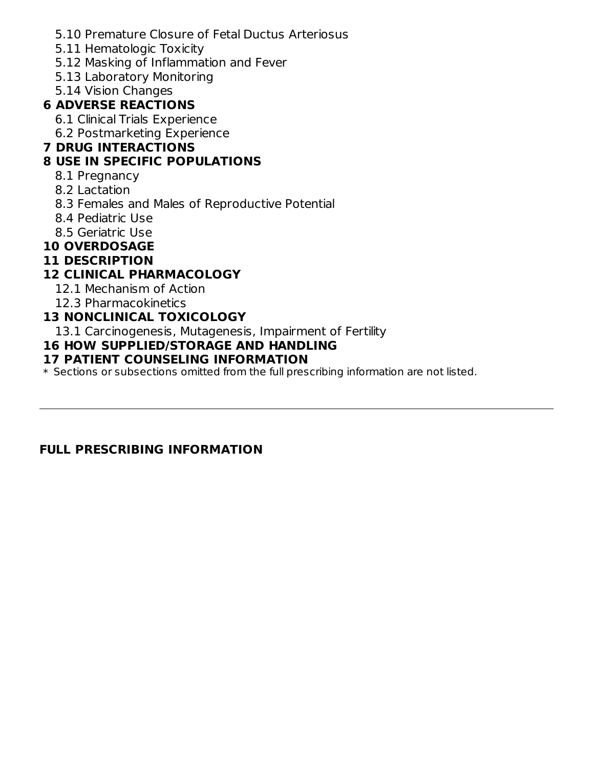5.10 Premature Closure of Fetal Ductus Arteriosus
5.11 Hematologic Toxicity
5.12 Masking of Inflammation and Fever
5.13 Laboratory Monitoring
5.14 Vision Changes

**6 ADVERSE REACTIONS**

6.1 Clinical Trials Experience
6.2 Postmarketing Experience

**7 DRUG INTERACTIONS**

**8 USE IN SPECIFIC POPULATIONS**

8.1 Pregnancy
8.2 Lactation
8.3 Females and Males of Reproductive Potential
8.4 Pediatric Use
8.5 Geriatric Use

**10 OVERDOSAGE**

**11 DESCRIPTION**

**12 CLINICAL PHARMACOLOGY**

12.1 Mechanism of Action
12.3 Pharmacokinetics

**13 NONCLINICAL TOXICOLOGY**

13.1 Carcinogenesis, Mutagenesis, Impairment of Fertility

**16 HOW SUPPLIED/STORAGE AND HANDLING**

**17 PATIENT COUNSELING INFORMATION**

* Sections or subsections omitted from the full prescribing information are not listed.

---

**FULL PRESCRIBING INFORMATION**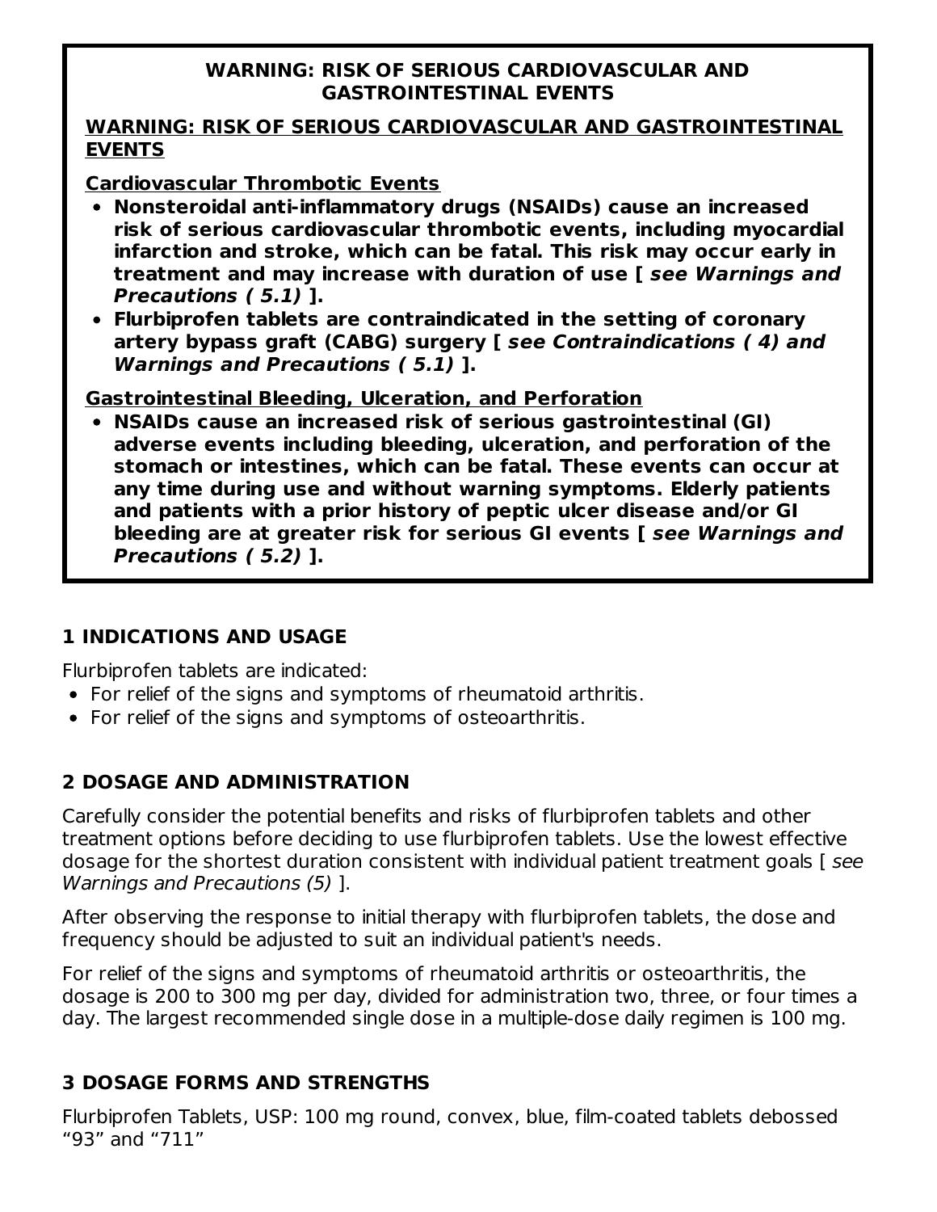**WARNING: RISK OF SERIOUS CARDIOVASCULAR AND GASTROINTESTINAL EVENTS**

**WARNING: RISK OF SERIOUS CARDIOVASCULAR AND GASTROINTESTINAL EVENTS**

**Cardiovascular Thrombotic Events**

- **Nonsteroidal anti-inflammatory drugs (NSAIDs) cause an increased risk of serious cardiovascular thrombotic events, including myocardial infarction and stroke, which can be fatal. This risk may occur early in treatment and may increase with duration of use [ *see Warnings and Precautions ( 5.1)* ].**
- **Flurbiprofen tablets are contraindicated in the setting of coronary artery bypass graft (CABG) surgery [ *see Contraindications ( 4) and Warnings and Precautions ( 5.1)* ].**

**Gastrointestinal Bleeding, Ulceration, and Perforation**

- **NSAIDs cause an increased risk of serious gastrointestinal (GI) adverse events including bleeding, ulceration, and perforation of the stomach or intestines, which can be fatal. These events can occur at any time during use and without warning symptoms. Elderly patients and patients with a prior history of peptic ulcer disease and/or GI bleeding are at greater risk for serious GI events [ *see Warnings and Precautions ( 5.2)* ].**

## 1 INDICATIONS AND USAGE

Flurbiprofen tablets are indicated:

- For relief of the signs and symptoms of rheumatoid arthritis.
- For relief of the signs and symptoms of osteoarthritis.

## 2 DOSAGE AND ADMINISTRATION

Carefully consider the potential benefits and risks of flurbiprofen tablets and other treatment options before deciding to use flurbiprofen tablets. Use the lowest effective dosage for the shortest duration consistent with individual patient treatment goals [ *see Warnings and Precautions (5)* ].

After observing the response to initial therapy with flurbiprofen tablets, the dose and frequency should be adjusted to suit an individual patient's needs.

For relief of the signs and symptoms of rheumatoid arthritis or osteoarthritis, the dosage is 200 to 300 mg per day, divided for administration two, three, or four times a day. The largest recommended single dose in a multiple-dose daily regimen is 100 mg.

## 3 DOSAGE FORMS AND STRENGTHS

Flurbiprofen Tablets, USP: 100 mg round, convex, blue, film-coated tablets debossed “93” and “711”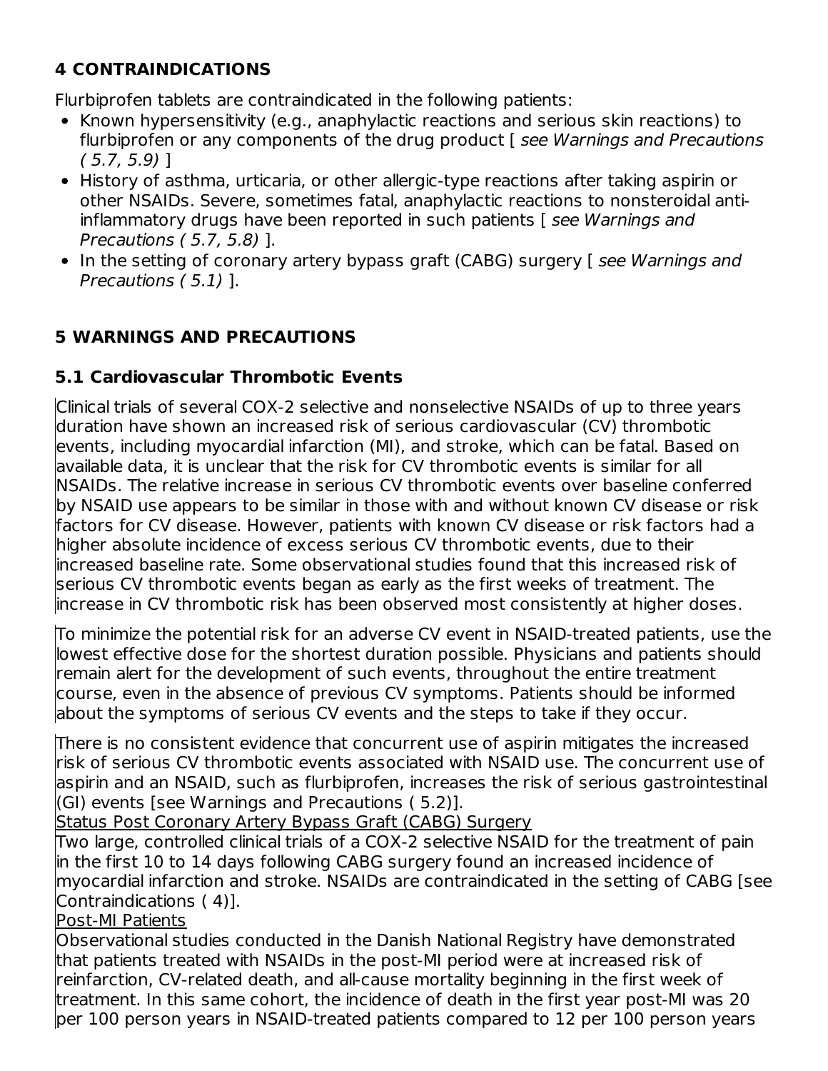## 4 CONTRAINDICATIONS

Flurbiprofen tablets are contraindicated in the following patients:

- Known hypersensitivity (e.g., anaphylactic reactions and serious skin reactions) to flurbiprofen or any components of the drug product [ *see Warnings and Precautions ( 5.7, 5.9)* ]
- History of asthma, urticaria, or other allergic-type reactions after taking aspirin or other NSAIDs. Severe, sometimes fatal, anaphylactic reactions to nonsteroidal anti-inflammatory drugs have been reported in such patients [ *see Warnings and Precautions ( 5.7, 5.8)* ].
- In the setting of coronary artery bypass graft (CABG) surgery [ *see Warnings and Precautions ( 5.1)* ].

## 5 WARNINGS AND PRECAUTIONS

### 5.1 Cardiovascular Thrombotic Events

Clinical trials of several COX-2 selective and nonselective NSAIDs of up to three years duration have shown an increased risk of serious cardiovascular (CV) thrombotic events, including myocardial infarction (MI), and stroke, which can be fatal. Based on available data, it is unclear that the risk for CV thrombotic events is similar for all NSAIDs. The relative increase in serious CV thrombotic events over baseline conferred by NSAID use appears to be similar in those with and without known CV disease or risk factors for CV disease. However, patients with known CV disease or risk factors had a higher absolute incidence of excess serious CV thrombotic events, due to their increased baseline rate. Some observational studies found that this increased risk of serious CV thrombotic events began as early as the first weeks of treatment. The increase in CV thrombotic risk has been observed most consistently at higher doses.

To minimize the potential risk for an adverse CV event in NSAID-treated patients, use the lowest effective dose for the shortest duration possible. Physicians and patients should remain alert for the development of such events, throughout the entire treatment course, even in the absence of previous CV symptoms. Patients should be informed about the symptoms of serious CV events and the steps to take if they occur.

There is no consistent evidence that concurrent use of aspirin mitigates the increased risk of serious CV thrombotic events associated with NSAID use. The concurrent use of aspirin and an NSAID, such as flurbiprofen, increases the risk of serious gastrointestinal (GI) events [see Warnings and Precautions ( 5.2)].

Status Post Coronary Artery Bypass Graft (CABG) Surgery

Two large, controlled clinical trials of a COX-2 selective NSAID for the treatment of pain in the first 10 to 14 days following CABG surgery found an increased incidence of myocardial infarction and stroke. NSAIDs are contraindicated in the setting of CABG [see Contraindications ( 4)].

Post-MI Patients

Observational studies conducted in the Danish National Registry have demonstrated that patients treated with NSAIDs in the post-MI period were at increased risk of reinfarction, CV-related death, and all-cause mortality beginning in the first week of treatment. In this same cohort, the incidence of death in the first year post-MI was 20 per 100 person years in NSAID-treated patients compared to 12 per 100 person years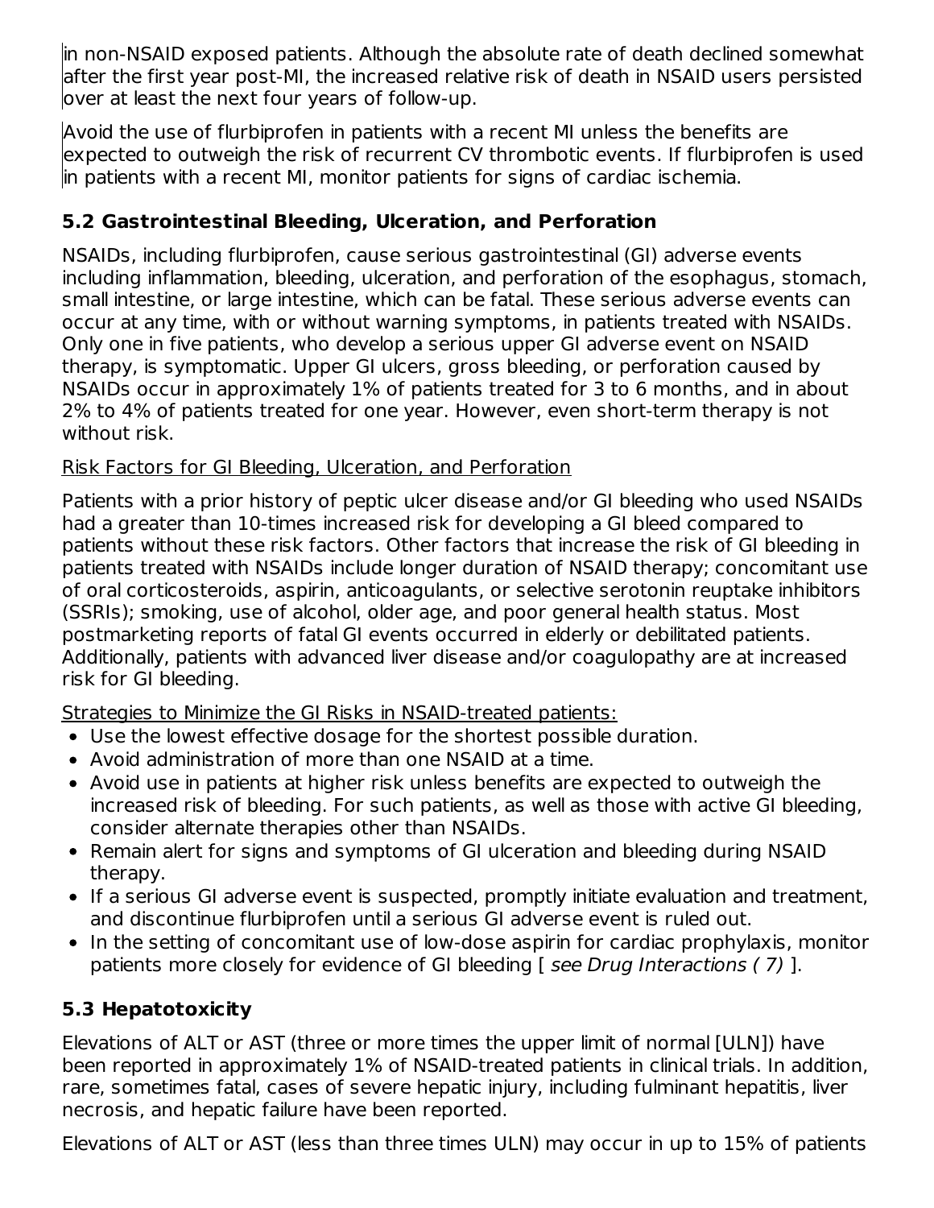in non-NSAID exposed patients. Although the absolute rate of death declined somewhat after the first year post-MI, the increased relative risk of death in NSAID users persisted over at least the next four years of follow-up.

Avoid the use of flurbiprofen in patients with a recent MI unless the benefits are expected to outweigh the risk of recurrent CV thrombotic events. If flurbiprofen is used in patients with a recent MI, monitor patients for signs of cardiac ischemia.

### 5.2 Gastrointestinal Bleeding, Ulceration, and Perforation

NSAIDs, including flurbiprofen, cause serious gastrointestinal (GI) adverse events including inflammation, bleeding, ulceration, and perforation of the esophagus, stomach, small intestine, or large intestine, which can be fatal. These serious adverse events can occur at any time, with or without warning symptoms, in patients treated with NSAIDs. Only one in five patients, who develop a serious upper GI adverse event on NSAID therapy, is symptomatic. Upper GI ulcers, gross bleeding, or perforation caused by NSAIDs occur in approximately 1% of patients treated for 3 to 6 months, and in about 2% to 4% of patients treated for one year. However, even short-term therapy is not without risk.

Risk Factors for GI Bleeding, Ulceration, and Perforation

Patients with a prior history of peptic ulcer disease and/or GI bleeding who used NSAIDs had a greater than 10-times increased risk for developing a GI bleed compared to patients without these risk factors. Other factors that increase the risk of GI bleeding in patients treated with NSAIDs include longer duration of NSAID therapy; concomitant use of oral corticosteroids, aspirin, anticoagulants, or selective serotonin reuptake inhibitors (SSRIs); smoking, use of alcohol, older age, and poor general health status. Most postmarketing reports of fatal GI events occurred in elderly or debilitated patients. Additionally, patients with advanced liver disease and/or coagulopathy are at increased risk for GI bleeding.

Strategies to Minimize the GI Risks in NSAID-treated patients:

- Use the lowest effective dosage for the shortest possible duration.
- Avoid administration of more than one NSAID at a time.
- Avoid use in patients at higher risk unless benefits are expected to outweigh the increased risk of bleeding. For such patients, as well as those with active GI bleeding, consider alternate therapies other than NSAIDs.
- Remain alert for signs and symptoms of GI ulceration and bleeding during NSAID therapy.
- If a serious GI adverse event is suspected, promptly initiate evaluation and treatment, and discontinue flurbiprofen until a serious GI adverse event is ruled out.
- In the setting of concomitant use of low-dose aspirin for cardiac prophylaxis, monitor patients more closely for evidence of GI bleeding [ *see Drug Interactions ( 7)* ].

### 5.3 Hepatotoxicity

Elevations of ALT or AST (three or more times the upper limit of normal [ULN]) have been reported in approximately 1% of NSAID-treated patients in clinical trials. In addition, rare, sometimes fatal, cases of severe hepatic injury, including fulminant hepatitis, liver necrosis, and hepatic failure have been reported.

Elevations of ALT or AST (less than three times ULN) may occur in up to 15% of patients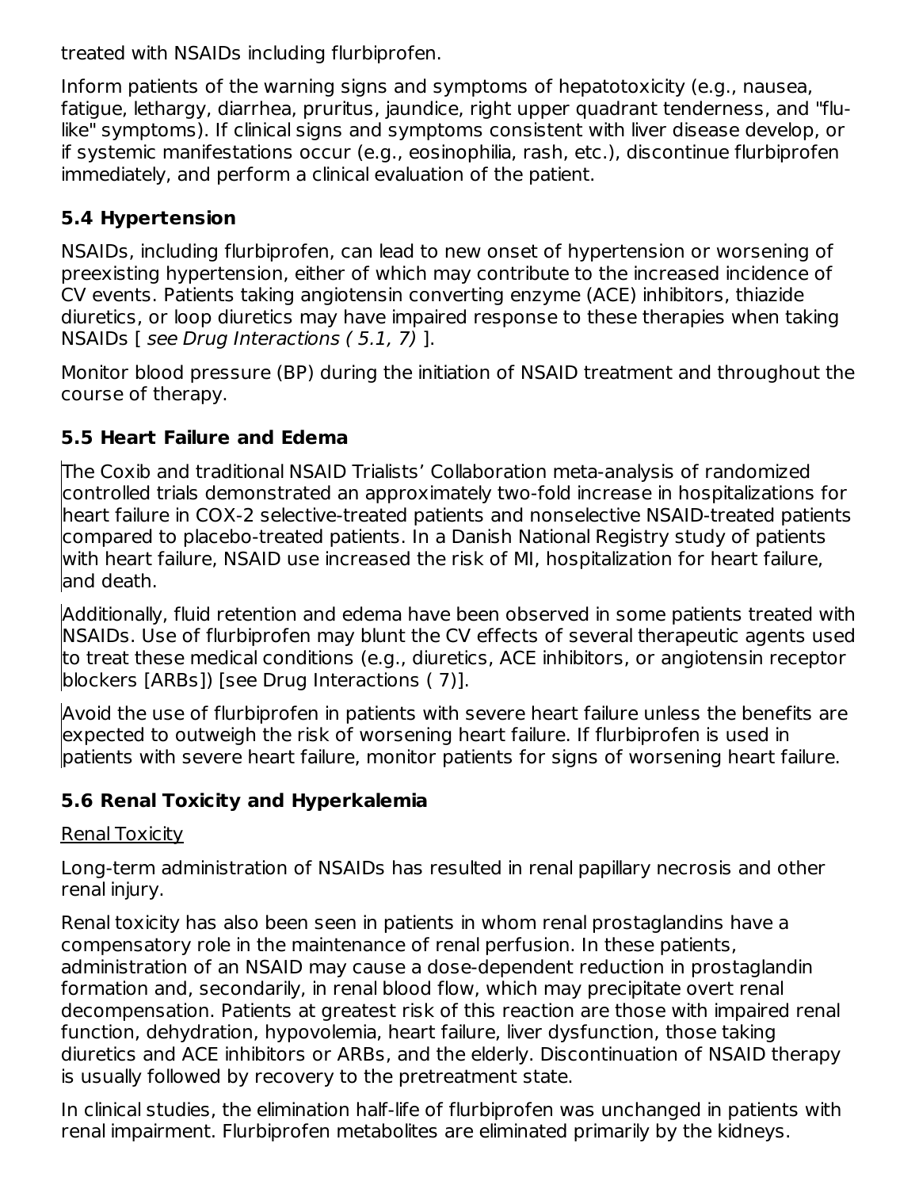treated with NSAIDs including flurbiprofen.

Inform patients of the warning signs and symptoms of hepatotoxicity (e.g., nausea, fatigue, lethargy, diarrhea, pruritus, jaundice, right upper quadrant tenderness, and "flu-like" symptoms). If clinical signs and symptoms consistent with liver disease develop, or if systemic manifestations occur (e.g., eosinophilia, rash, etc.), discontinue flurbiprofen immediately, and perform a clinical evaluation of the patient.

### 5.4 Hypertension

NSAIDs, including flurbiprofen, can lead to new onset of hypertension or worsening of preexisting hypertension, either of which may contribute to the increased incidence of CV events. Patients taking angiotensin converting enzyme (ACE) inhibitors, thiazide diuretics, or loop diuretics may have impaired response to these therapies when taking NSAIDs [ *see Drug Interactions ( 5.1, 7)* ].

Monitor blood pressure (BP) during the initiation of NSAID treatment and throughout the course of therapy.

### 5.5 Heart Failure and Edema

The Coxib and traditional NSAID Trialists' Collaboration meta-analysis of randomized controlled trials demonstrated an approximately two-fold increase in hospitalizations for heart failure in COX-2 selective-treated patients and nonselective NSAID-treated patients compared to placebo-treated patients. In a Danish National Registry study of patients with heart failure, NSAID use increased the risk of MI, hospitalization for heart failure, and death.

Additionally, fluid retention and edema have been observed in some patients treated with NSAIDs. Use of flurbiprofen may blunt the CV effects of several therapeutic agents used to treat these medical conditions (e.g., diuretics, ACE inhibitors, or angiotensin receptor blockers [ARBs]) [see Drug Interactions ( 7)].

Avoid the use of flurbiprofen in patients with severe heart failure unless the benefits are expected to outweigh the risk of worsening heart failure. If flurbiprofen is used in patients with severe heart failure, monitor patients for signs of worsening heart failure.

### 5.6 Renal Toxicity and Hyperkalemia

Renal Toxicity

Long-term administration of NSAIDs has resulted in renal papillary necrosis and other renal injury.

Renal toxicity has also been seen in patients in whom renal prostaglandins have a compensatory role in the maintenance of renal perfusion. In these patients, administration of an NSAID may cause a dose-dependent reduction in prostaglandin formation and, secondarily, in renal blood flow, which may precipitate overt renal decompensation. Patients at greatest risk of this reaction are those with impaired renal function, dehydration, hypovolemia, heart failure, liver dysfunction, those taking diuretics and ACE inhibitors or ARBs, and the elderly. Discontinuation of NSAID therapy is usually followed by recovery to the pretreatment state.

In clinical studies, the elimination half-life of flurbiprofen was unchanged in patients with renal impairment. Flurbiprofen metabolites are eliminated primarily by the kidneys.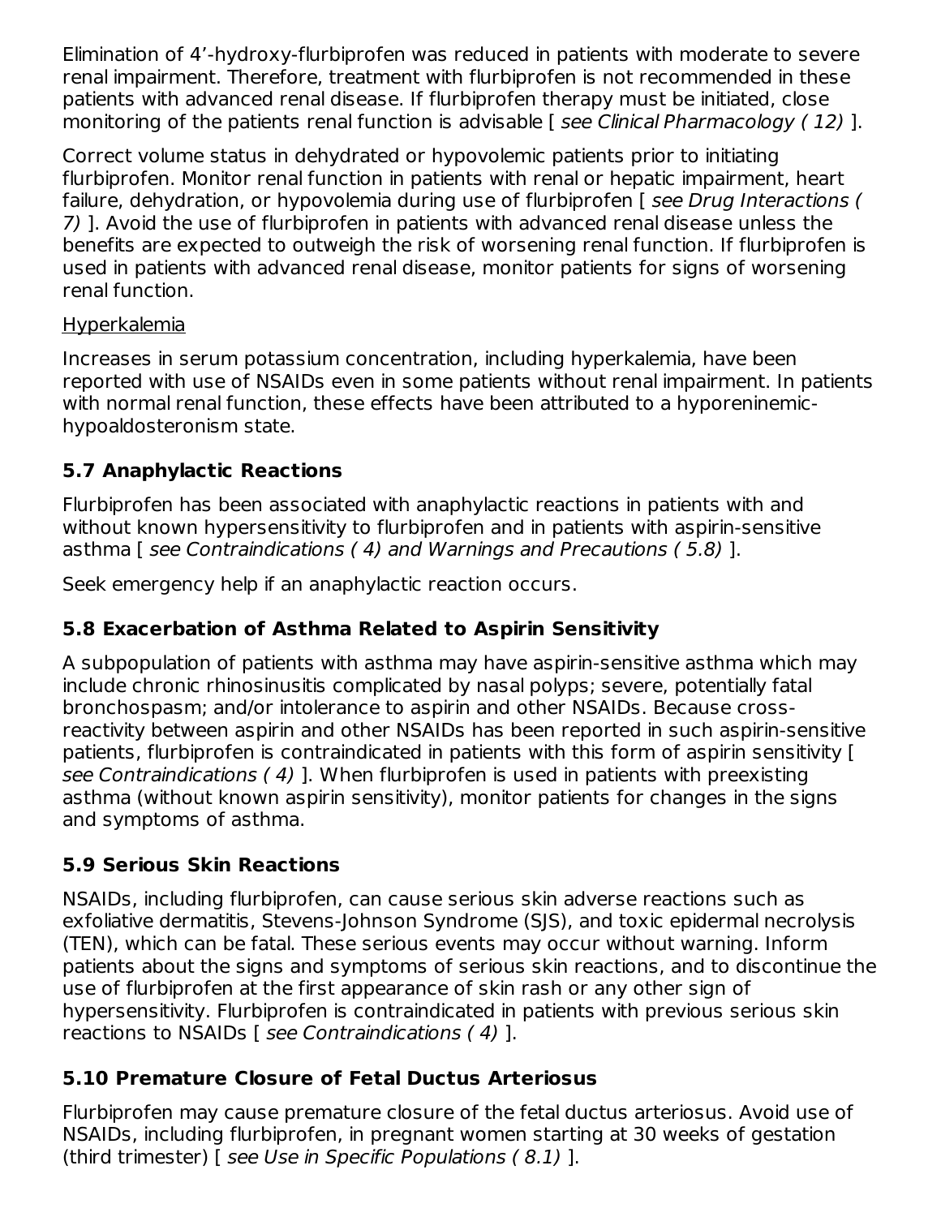Elimination of 4’-hydroxy-flurbiprofen was reduced in patients with moderate to severe renal impairment. Therefore, treatment with flurbiprofen is not recommended in these patients with advanced renal disease. If flurbiprofen therapy must be initiated, close monitoring of the patients renal function is advisable [ *see Clinical Pharmacology ( 12)* ].

Correct volume status in dehydrated or hypovolemic patients prior to initiating flurbiprofen. Monitor renal function in patients with renal or hepatic impairment, heart failure, dehydration, or hypovolemia during use of flurbiprofen [ *see Drug Interactions ( 7)* ]. Avoid the use of flurbiprofen in patients with advanced renal disease unless the benefits are expected to outweigh the risk of worsening renal function. If flurbiprofen is used in patients with advanced renal disease, monitor patients for signs of worsening renal function.

Hyperkalemia

Increases in serum potassium concentration, including hyperkalemia, have been reported with use of NSAIDs even in some patients without renal impairment. In patients with normal renal function, these effects have been attributed to a hyporeninemic-hypoaldosteronism state.

### 5.7 Anaphylactic Reactions

Flurbiprofen has been associated with anaphylactic reactions in patients with and without known hypersensitivity to flurbiprofen and in patients with aspirin-sensitive asthma [ *see Contraindications ( 4) and Warnings and Precautions ( 5.8)* ].

Seek emergency help if an anaphylactic reaction occurs.

### 5.8 Exacerbation of Asthma Related to Aspirin Sensitivity

A subpopulation of patients with asthma may have aspirin-sensitive asthma which may include chronic rhinosinusitis complicated by nasal polyps; severe, potentially fatal bronchospasm; and/or intolerance to aspirin and other NSAIDs. Because cross-reactivity between aspirin and other NSAIDs has been reported in such aspirin-sensitive patients, flurbiprofen is contraindicated in patients with this form of aspirin sensitivity [ *see Contraindications ( 4)* ]. When flurbiprofen is used in patients with preexisting asthma (without known aspirin sensitivity), monitor patients for changes in the signs and symptoms of asthma.

### 5.9 Serious Skin Reactions

NSAIDs, including flurbiprofen, can cause serious skin adverse reactions such as exfoliative dermatitis, Stevens-Johnson Syndrome (SJS), and toxic epidermal necrolysis (TEN), which can be fatal. These serious events may occur without warning. Inform patients about the signs and symptoms of serious skin reactions, and to discontinue the use of flurbiprofen at the first appearance of skin rash or any other sign of hypersensitivity. Flurbiprofen is contraindicated in patients with previous serious skin reactions to NSAIDs [ *see Contraindications ( 4)* ].

### 5.10 Premature Closure of Fetal Ductus Arteriosus

Flurbiprofen may cause premature closure of the fetal ductus arteriosus. Avoid use of NSAIDs, including flurbiprofen, in pregnant women starting at 30 weeks of gestation (third trimester) [ *see Use in Specific Populations ( 8.1)* ].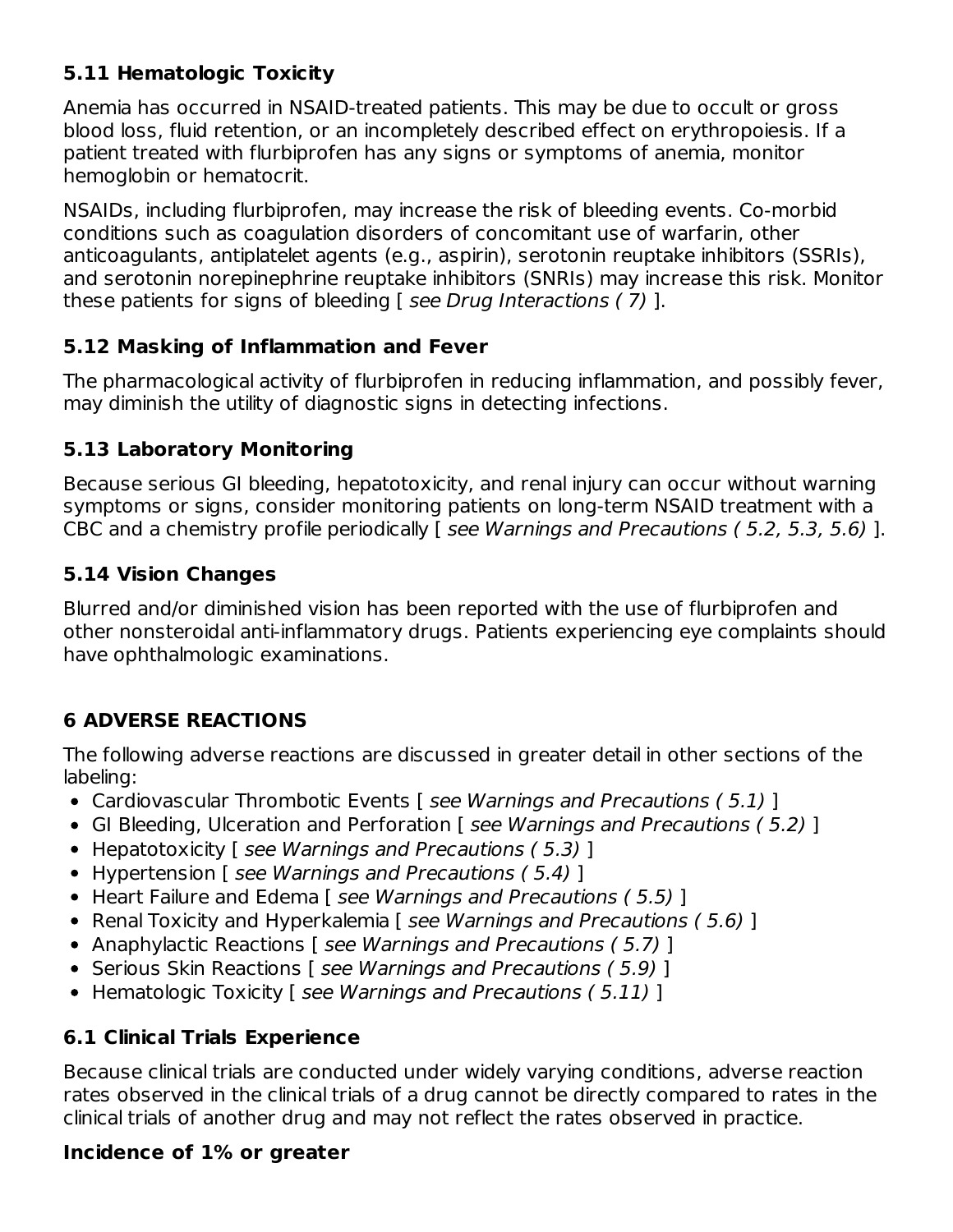### 5.11 Hematologic Toxicity

Anemia has occurred in NSAID-treated patients. This may be due to occult or gross blood loss, fluid retention, or an incompletely described effect on erythropoiesis. If a patient treated with flurbiprofen has any signs or symptoms of anemia, monitor hemoglobin or hematocrit.

NSAIDs, including flurbiprofen, may increase the risk of bleeding events. Co-morbid conditions such as coagulation disorders of concomitant use of warfarin, other anticoagulants, antiplatelet agents (e.g., aspirin), serotonin reuptake inhibitors (SSRIs), and serotonin norepinephrine reuptake inhibitors (SNRIs) may increase this risk. Monitor these patients for signs of bleeding [ *see Drug Interactions ( 7)* ].

### 5.12 Masking of Inflammation and Fever

The pharmacological activity of flurbiprofen in reducing inflammation, and possibly fever, may diminish the utility of diagnostic signs in detecting infections.

### 5.13 Laboratory Monitoring

Because serious GI bleeding, hepatotoxicity, and renal injury can occur without warning symptoms or signs, consider monitoring patients on long-term NSAID treatment with a CBC and a chemistry profile periodically [ *see Warnings and Precautions ( 5.2, 5.3, 5.6)* ].

### 5.14 Vision Changes

Blurred and/or diminished vision has been reported with the use of flurbiprofen and other nonsteroidal anti-inflammatory drugs. Patients experiencing eye complaints should have ophthalmologic examinations.

## 6 ADVERSE REACTIONS

The following adverse reactions are discussed in greater detail in other sections of the labeling:

- Cardiovascular Thrombotic Events [ *see Warnings and Precautions ( 5.1)* ]
- GI Bleeding, Ulceration and Perforation [ *see Warnings and Precautions ( 5.2)* ]
- Hepatotoxicity [ *see Warnings and Precautions ( 5.3)* ]
- Hypertension [ *see Warnings and Precautions ( 5.4)* ]
- Heart Failure and Edema [ *see Warnings and Precautions ( 5.5)* ]
- Renal Toxicity and Hyperkalemia [ *see Warnings and Precautions ( 5.6)* ]
- Anaphylactic Reactions [ *see Warnings and Precautions ( 5.7)* ]
- Serious Skin Reactions [ *see Warnings and Precautions ( 5.9)* ]
- Hematologic Toxicity [ *see Warnings and Precautions ( 5.11)* ]

### 6.1 Clinical Trials Experience

Because clinical trials are conducted under widely varying conditions, adverse reaction rates observed in the clinical trials of a drug cannot be directly compared to rates in the clinical trials of another drug and may not reflect the rates observed in practice.

**Incidence of 1% or greater**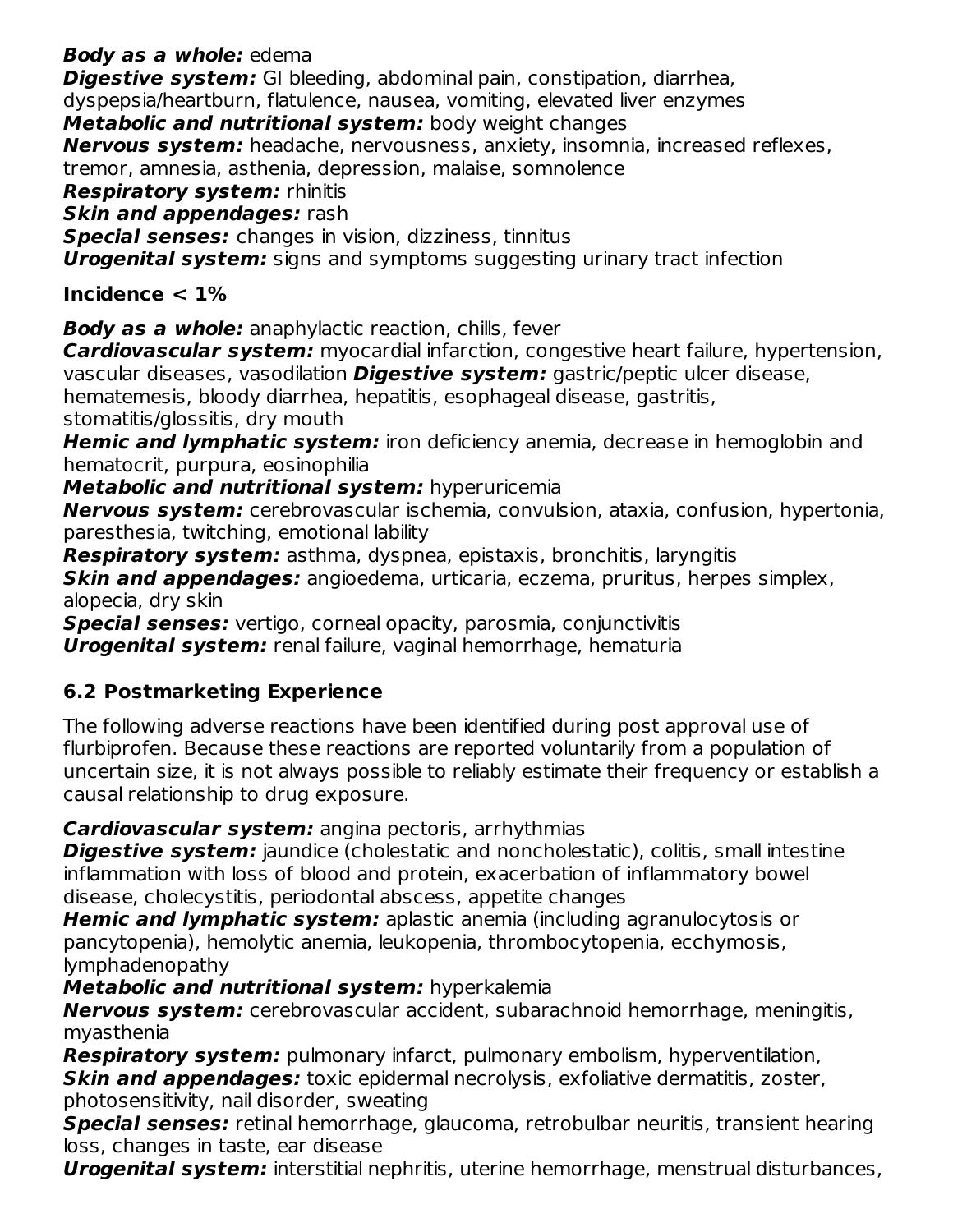***Body as a whole:*** edema
***Digestive system:*** GI bleeding, abdominal pain, constipation, diarrhea, dyspepsia/heartburn, flatulence, nausea, vomiting, elevated liver enzymes
***Metabolic and nutritional system:*** body weight changes
***Nervous system:*** headache, nervousness, anxiety, insomnia, increased reflexes, tremor, amnesia, asthenia, depression, malaise, somnolence
***Respiratory system:*** rhinitis
***Skin and appendages:*** rash
***Special senses:*** changes in vision, dizziness, tinnitus
***Urogenital system:*** signs and symptoms suggesting urinary tract infection

**Incidence < 1%**

***Body as a whole:*** anaphylactic reaction, chills, fever
***Cardiovascular system:*** myocardial infarction, congestive heart failure, hypertension, vascular diseases, vasodilation ***Digestive system:*** gastric/peptic ulcer disease, hematemesis, bloody diarrhea, hepatitis, esophageal disease, gastritis, stomatitis/glossitis, dry mouth
***Hemic and lymphatic system:*** iron deficiency anemia, decrease in hemoglobin and hematocrit, purpura, eosinophilia
***Metabolic and nutritional system:*** hyperuricemia
***Nervous system:*** cerebrovascular ischemia, convulsion, ataxia, confusion, hypertonia, paresthesia, twitching, emotional lability
***Respiratory system:*** asthma, dyspnea, epistaxis, bronchitis, laryngitis
***Skin and appendages:*** angioedema, urticaria, eczema, pruritus, herpes simplex, alopecia, dry skin
***Special senses:*** vertigo, corneal opacity, parosmia, conjunctivitis
***Urogenital system:*** renal failure, vaginal hemorrhage, hematuria

### 6.2 Postmarketing Experience

The following adverse reactions have been identified during post approval use of flurbiprofen. Because these reactions are reported voluntarily from a population of uncertain size, it is not always possible to reliably estimate their frequency or establish a causal relationship to drug exposure.

***Cardiovascular system:*** angina pectoris, arrhythmias
***Digestive system:*** jaundice (cholestatic and noncholestatic), colitis, small intestine inflammation with loss of blood and protein, exacerbation of inflammatory bowel disease, cholecystitis, periodontal abscess, appetite changes
***Hemic and lymphatic system:*** aplastic anemia (including agranulocytosis or pancytopenia), hemolytic anemia, leukopenia, thrombocytopenia, ecchymosis, lymphadenopathy
***Metabolic and nutritional system:*** hyperkalemia
***Nervous system:*** cerebrovascular accident, subarachnoid hemorrhage, meningitis, myasthenia
***Respiratory system:*** pulmonary infarct, pulmonary embolism, hyperventilation,
***Skin and appendages:*** toxic epidermal necrolysis, exfoliative dermatitis, zoster, photosensitivity, nail disorder, sweating
***Special senses:*** retinal hemorrhage, glaucoma, retrobulbar neuritis, transient hearing loss, changes in taste, ear disease
***Urogenital system:*** interstitial nephritis, uterine hemorrhage, menstrual disturbances,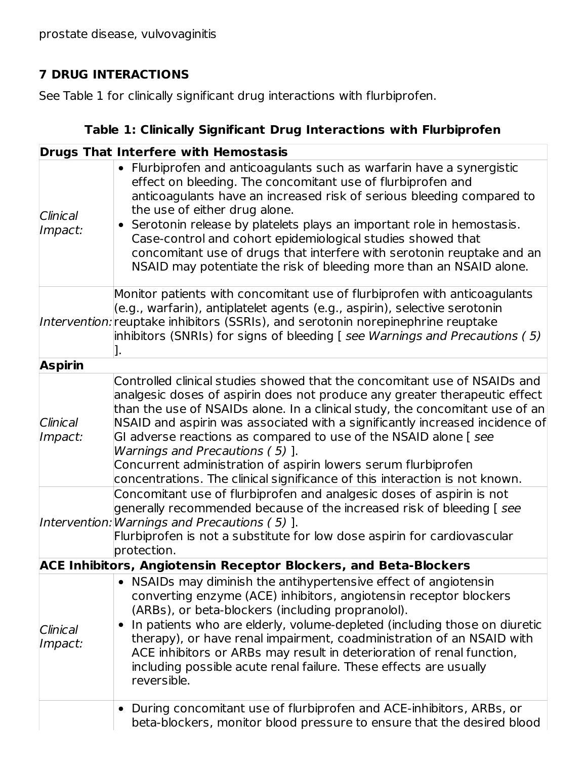prostate disease, vulvovaginitis

## 7 DRUG INTERACTIONS

See Table 1 for clinically significant drug interactions with flurbiprofen.

**Table 1: Clinically Significant Drug Interactions with Flurbiprofen**

| **Drugs That Interfere with Hemostasis** | |
|---|---|
| *Clinical Impact:* | • Flurbiprofen and anticoagulants such as warfarin have a synergistic effect on bleeding. The concomitant use of flurbiprofen and anticoagulants have an increased risk of serious bleeding compared to the use of either drug alone.<br>• Serotonin release by platelets plays an important role in hemostasis. Case-control and cohort epidemiological studies showed that concomitant use of drugs that interfere with serotonin reuptake and an NSAID may potentiate the risk of bleeding more than an NSAID alone. |
| *Intervention:* | Monitor patients with concomitant use of flurbiprofen with anticoagulants (e.g., warfarin), antiplatelet agents (e.g., aspirin), selective serotonin reuptake inhibitors (SSRIs), and serotonin norepinephrine reuptake inhibitors (SNRIs) for signs of bleeding [ *see Warnings and Precautions ( 5)* ]. |
| **Aspirin** | |
| *Clinical Impact:* | Controlled clinical studies showed that the concomitant use of NSAIDs and analgesic doses of aspirin does not produce any greater therapeutic effect than the use of NSAIDs alone. In a clinical study, the concomitant use of an NSAID and aspirin was associated with a significantly increased incidence of GI adverse reactions as compared to use of the NSAID alone [ *see Warnings and Precautions ( 5)* ].<br>Concurrent administration of aspirin lowers serum flurbiprofen concentrations. The clinical significance of this interaction is not known. |
| *Intervention:* | Concomitant use of flurbiprofen and analgesic doses of aspirin is not generally recommended because of the increased risk of bleeding [ *see Warnings and Precautions ( 5)* ].<br>Flurbiprofen is not a substitute for low dose aspirin for cardiovascular protection. |
| **ACE Inhibitors, Angiotensin Receptor Blockers, and Beta-Blockers** | |
| *Clinical Impact:* | • NSAIDs may diminish the antihypertensive effect of angiotensin converting enzyme (ACE) inhibitors, angiotensin receptor blockers (ARBs), or beta-blockers (including propranolol).<br>• In patients who are elderly, volume-depleted (including those on diuretic therapy), or have renal impairment, coadministration of an NSAID with ACE inhibitors or ARBs may result in deterioration of renal function, including possible acute renal failure. These effects are usually reversible. |
| | • During concomitant use of flurbiprofen and ACE-inhibitors, ARBs, or beta-blockers, monitor blood pressure to ensure that the desired blood |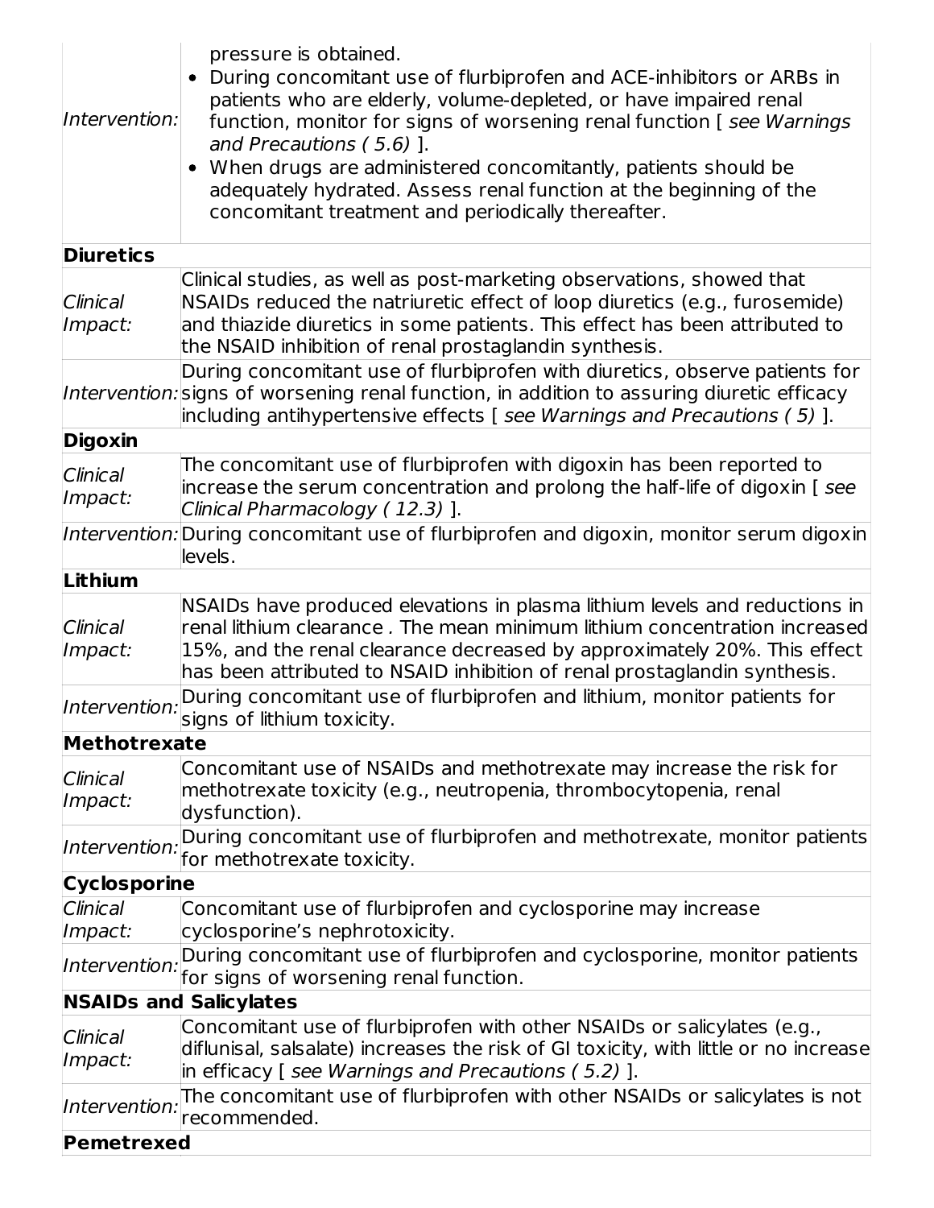| | |
|---|---|
| *Intervention:* | pressure is obtained.<br>• During concomitant use of flurbiprofen and ACE-inhibitors or ARBs in patients who are elderly, volume-depleted, or have impaired renal function, monitor for signs of worsening renal function [ *see Warnings and Precautions ( 5.6)* ].<br>• When drugs are administered concomitantly, patients should be adequately hydrated. Assess renal function at the beginning of the concomitant treatment and periodically thereafter. |
| **Diuretics** | |
| *Clinical Impact:* | Clinical studies, as well as post-marketing observations, showed that NSAIDs reduced the natriuretic effect of loop diuretics (e.g., furosemide) and thiazide diuretics in some patients. This effect has been attributed to the NSAID inhibition of renal prostaglandin synthesis. |
| *Intervention:* | During concomitant use of flurbiprofen with diuretics, observe patients for signs of worsening renal function, in addition to assuring diuretic efficacy including antihypertensive effects [ *see Warnings and Precautions ( 5)* ]. |
| **Digoxin** | |
| *Clinical Impact:* | The concomitant use of flurbiprofen with digoxin has been reported to increase the serum concentration and prolong the half-life of digoxin [ *see Clinical Pharmacology ( 12.3)* ]. |
| *Intervention:* | During concomitant use of flurbiprofen and digoxin, monitor serum digoxin levels. |
| **Lithium** | |
| *Clinical Impact:* | NSAIDs have produced elevations in plasma lithium levels and reductions in renal lithium clearance . The mean minimum lithium concentration increased 15%, and the renal clearance decreased by approximately 20%. This effect has been attributed to NSAID inhibition of renal prostaglandin synthesis. |
| *Intervention:* | During concomitant use of flurbiprofen and lithium, monitor patients for signs of lithium toxicity. |
| **Methotrexate** | |
| *Clinical Impact:* | Concomitant use of NSAIDs and methotrexate may increase the risk for methotrexate toxicity (e.g., neutropenia, thrombocytopenia, renal dysfunction). |
| *Intervention:* | During concomitant use of flurbiprofen and methotrexate, monitor patients for methotrexate toxicity. |
| **Cyclosporine** | |
| *Clinical Impact:* | Concomitant use of flurbiprofen and cyclosporine may increase cyclosporine's nephrotoxicity. |
| *Intervention:* | During concomitant use of flurbiprofen and cyclosporine, monitor patients for signs of worsening renal function. |
| **NSAIDs and Salicylates** | |
| *Clinical Impact:* | Concomitant use of flurbiprofen with other NSAIDs or salicylates (e.g., diflunisal, salsalate) increases the risk of GI toxicity, with little or no increase in efficacy [ *see Warnings and Precautions ( 5.2)* ]. |
| *Intervention:* | The concomitant use of flurbiprofen with other NSAIDs or salicylates is not recommended. |
| **Pemetrexed** | |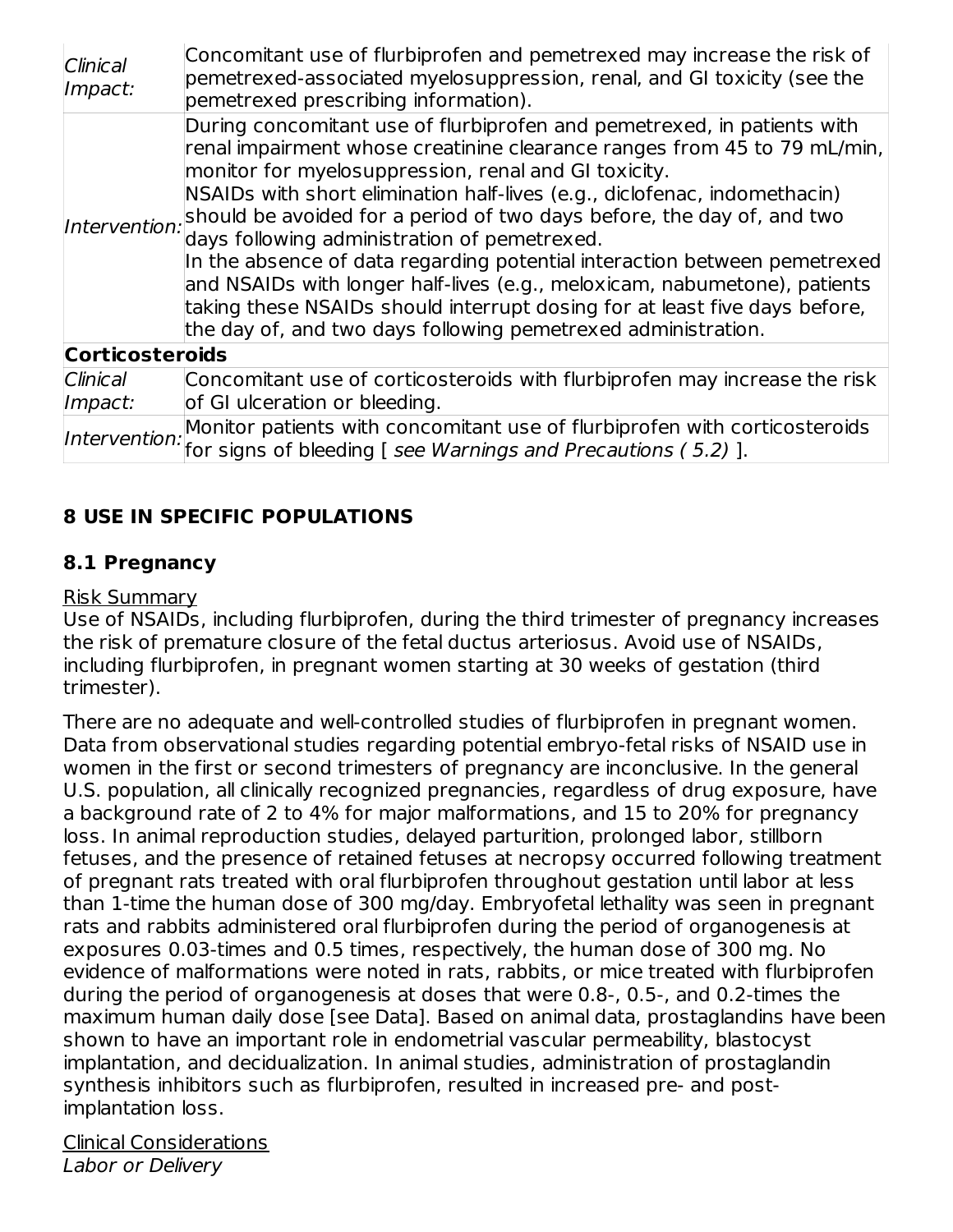| | |
|---|---|
| *Clinical Impact:* | Concomitant use of flurbiprofen and pemetrexed may increase the risk of pemetrexed-associated myelosuppression, renal, and GI toxicity (see the pemetrexed prescribing information). |
| *Intervention:* | During concomitant use of flurbiprofen and pemetrexed, in patients with renal impairment whose creatinine clearance ranges from 45 to 79 mL/min, monitor for myelosuppression, renal and GI toxicity.<br>NSAIDs with short elimination half-lives (e.g., diclofenac, indomethacin) should be avoided for a period of two days before, the day of, and two days following administration of pemetrexed.<br>In the absence of data regarding potential interaction between pemetrexed and NSAIDs with longer half-lives (e.g., meloxicam, nabumetone), patients taking these NSAIDs should interrupt dosing for at least five days before, the day of, and two days following pemetrexed administration. |
| **Corticosteroids** | |
| *Clinical Impact:* | Concomitant use of corticosteroids with flurbiprofen may increase the risk of GI ulceration or bleeding. |
| *Intervention:* | Monitor patients with concomitant use of flurbiprofen with corticosteroids for signs of bleeding [ *see Warnings and Precautions ( 5.2)* ]. |

## 8 USE IN SPECIFIC POPULATIONS

### 8.1 Pregnancy

Risk Summary

Use of NSAIDs, including flurbiprofen, during the third trimester of pregnancy increases the risk of premature closure of the fetal ductus arteriosus. Avoid use of NSAIDs, including flurbiprofen, in pregnant women starting at 30 weeks of gestation (third trimester).

There are no adequate and well-controlled studies of flurbiprofen in pregnant women. Data from observational studies regarding potential embryo-fetal risks of NSAID use in women in the first or second trimesters of pregnancy are inconclusive. In the general U.S. population, all clinically recognized pregnancies, regardless of drug exposure, have a background rate of 2 to 4% for major malformations, and 15 to 20% for pregnancy loss. In animal reproduction studies, delayed parturition, prolonged labor, stillborn fetuses, and the presence of retained fetuses at necropsy occurred following treatment of pregnant rats treated with oral flurbiprofen throughout gestation until labor at less than 1-time the human dose of 300 mg/day. Embryofetal lethality was seen in pregnant rats and rabbits administered oral flurbiprofen during the period of organogenesis at exposures 0.03-times and 0.5 times, respectively, the human dose of 300 mg. No evidence of malformations were noted in rats, rabbits, or mice treated with flurbiprofen during the period of organogenesis at doses that were 0.8-, 0.5-, and 0.2-times the maximum human daily dose [see Data]. Based on animal data, prostaglandins have been shown to have an important role in endometrial vascular permeability, blastocyst implantation, and decidualization. In animal studies, administration of prostaglandin synthesis inhibitors such as flurbiprofen, resulted in increased pre- and post-implantation loss.

Clinical Considerations

*Labor or Delivery*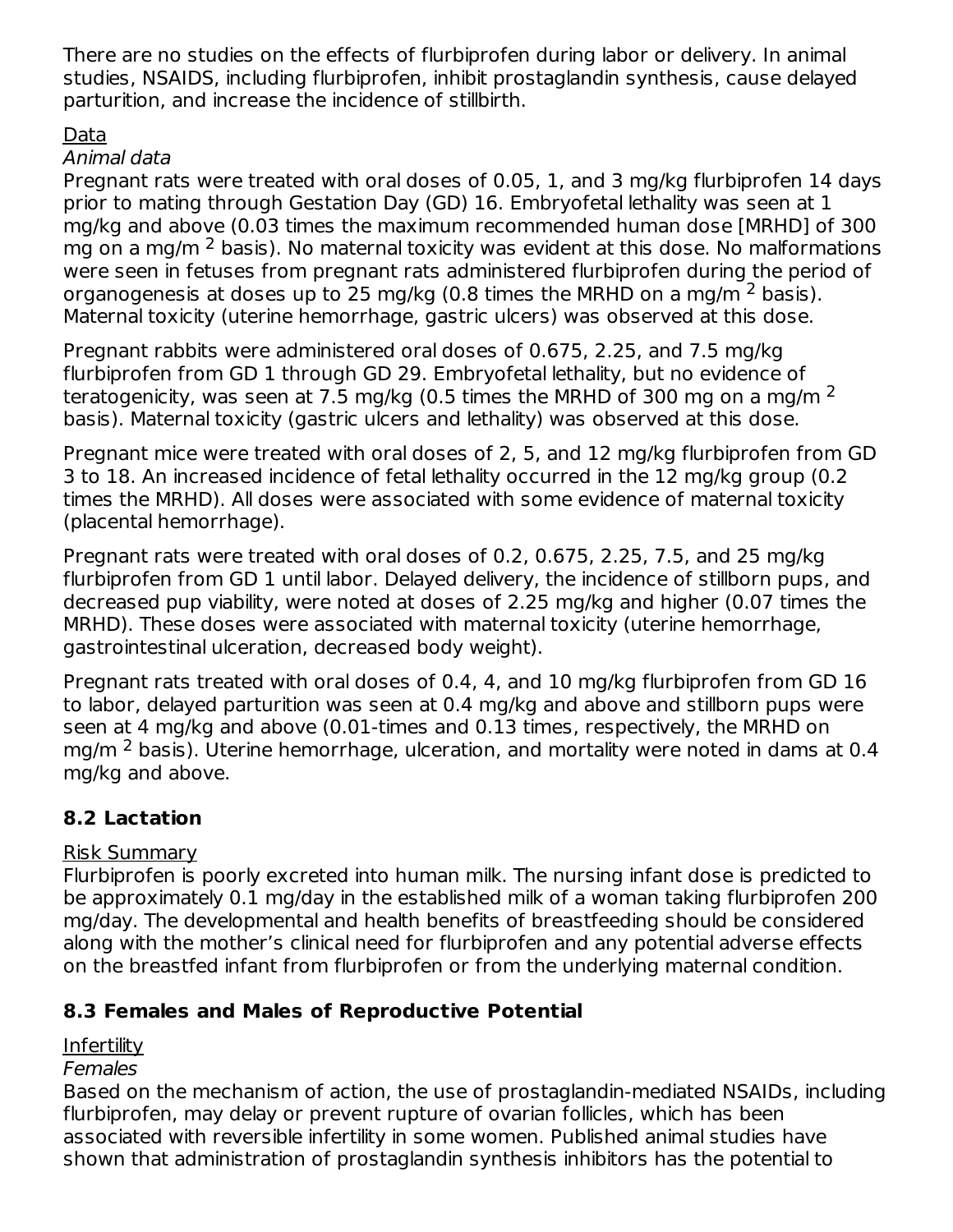There are no studies on the effects of flurbiprofen during labor or delivery. In animal studies, NSAIDS, including flurbiprofen, inhibit prostaglandin synthesis, cause delayed parturition, and increase the incidence of stillbirth.

Data

*Animal data*

Pregnant rats were treated with oral doses of 0.05, 1, and 3 mg/kg flurbiprofen 14 days prior to mating through Gestation Day (GD) 16. Embryofetal lethality was seen at 1 mg/kg and above (0.03 times the maximum recommended human dose [MRHD] of 300 mg on a mg/m $^2$ basis). No maternal toxicity was evident at this dose. No malformations were seen in fetuses from pregnant rats administered flurbiprofen during the period of organogenesis at doses up to 25 mg/kg (0.8 times the MRHD on a mg/m $^2$ basis). Maternal toxicity (uterine hemorrhage, gastric ulcers) was observed at this dose.

Pregnant rabbits were administered oral doses of 0.675, 2.25, and 7.5 mg/kg flurbiprofen from GD 1 through GD 29. Embryofetal lethality, but no evidence of teratogenicity, was seen at 7.5 mg/kg (0.5 times the MRHD of 300 mg on a mg/m $^2$ basis). Maternal toxicity (gastric ulcers and lethality) was observed at this dose.

Pregnant mice were treated with oral doses of 2, 5, and 12 mg/kg flurbiprofen from GD 3 to 18. An increased incidence of fetal lethality occurred in the 12 mg/kg group (0.2 times the MRHD). All doses were associated with some evidence of maternal toxicity (placental hemorrhage).

Pregnant rats were treated with oral doses of 0.2, 0.675, 2.25, 7.5, and 25 mg/kg flurbiprofen from GD 1 until labor. Delayed delivery, the incidence of stillborn pups, and decreased pup viability, were noted at doses of 2.25 mg/kg and higher (0.07 times the MRHD). These doses were associated with maternal toxicity (uterine hemorrhage, gastrointestinal ulceration, decreased body weight).

Pregnant rats treated with oral doses of 0.4, 4, and 10 mg/kg flurbiprofen from GD 16 to labor, delayed parturition was seen at 0.4 mg/kg and above and stillborn pups were seen at 4 mg/kg and above (0.01-times and 0.13 times, respectively, the MRHD on mg/m $^2$ basis). Uterine hemorrhage, ulceration, and mortality were noted in dams at 0.4 mg/kg and above.

## 8.2 Lactation

Risk Summary

Flurbiprofen is poorly excreted into human milk. The nursing infant dose is predicted to be approximately 0.1 mg/day in the established milk of a woman taking flurbiprofen 200 mg/day. The developmental and health benefits of breastfeeding should be considered along with the mother's clinical need for flurbiprofen and any potential adverse effects on the breastfed infant from flurbiprofen or from the underlying maternal condition.

## 8.3 Females and Males of Reproductive Potential

Infertility

*Females*

Based on the mechanism of action, the use of prostaglandin-mediated NSAIDs, including flurbiprofen, may delay or prevent rupture of ovarian follicles, which has been associated with reversible infertility in some women. Published animal studies have shown that administration of prostaglandin synthesis inhibitors has the potential to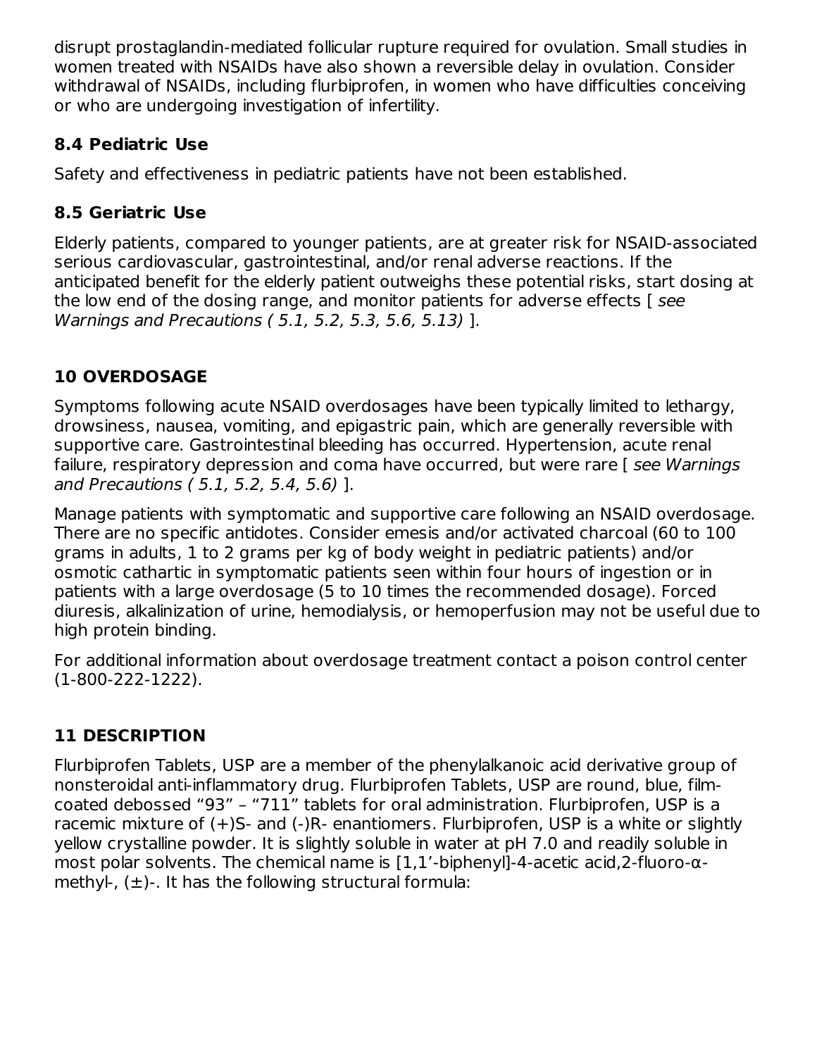disrupt prostaglandin-mediated follicular rupture required for ovulation. Small studies in women treated with NSAIDs have also shown a reversible delay in ovulation. Consider withdrawal of NSAIDs, including flurbiprofen, in women who have difficulties conceiving or who are undergoing investigation of infertility.

### 8.4 Pediatric Use

Safety and effectiveness in pediatric patients have not been established.

### 8.5 Geriatric Use

Elderly patients, compared to younger patients, are at greater risk for NSAID-associated serious cardiovascular, gastrointestinal, and/or renal adverse reactions. If the anticipated benefit for the elderly patient outweighs these potential risks, start dosing at the low end of the dosing range, and monitor patients for adverse effects [ *see Warnings and Precautions ( 5.1, 5.2, 5.3, 5.6, 5.13)* ].

## 10 OVERDOSAGE

Symptoms following acute NSAID overdosages have been typically limited to lethargy, drowsiness, nausea, vomiting, and epigastric pain, which are generally reversible with supportive care. Gastrointestinal bleeding has occurred. Hypertension, acute renal failure, respiratory depression and coma have occurred, but were rare [ *see Warnings and Precautions ( 5.1, 5.2, 5.4, 5.6)* ].

Manage patients with symptomatic and supportive care following an NSAID overdosage. There are no specific antidotes. Consider emesis and/or activated charcoal (60 to 100 grams in adults, 1 to 2 grams per kg of body weight in pediatric patients) and/or osmotic cathartic in symptomatic patients seen within four hours of ingestion or in patients with a large overdosage (5 to 10 times the recommended dosage). Forced diuresis, alkalinization of urine, hemodialysis, or hemoperfusion may not be useful due to high protein binding.

For additional information about overdosage treatment contact a poison control center (1-800-222-1222).

## 11 DESCRIPTION

Flurbiprofen Tablets, USP are a member of the phenylalkanoic acid derivative group of nonsteroidal anti-inflammatory drug. Flurbiprofen Tablets, USP are round, blue, film-coated debossed “93” – “711” tablets for oral administration. Flurbiprofen, USP is a racemic mixture of (+)S- and (-)R- enantiomers. Flurbiprofen, USP is a white or slightly yellow crystalline powder. It is slightly soluble in water at pH 7.0 and readily soluble in most polar solvents. The chemical name is [1,1’-biphenyl]-4-acetic acid,2-fluoro-α-methyl-, (±)-. It has the following structural formula: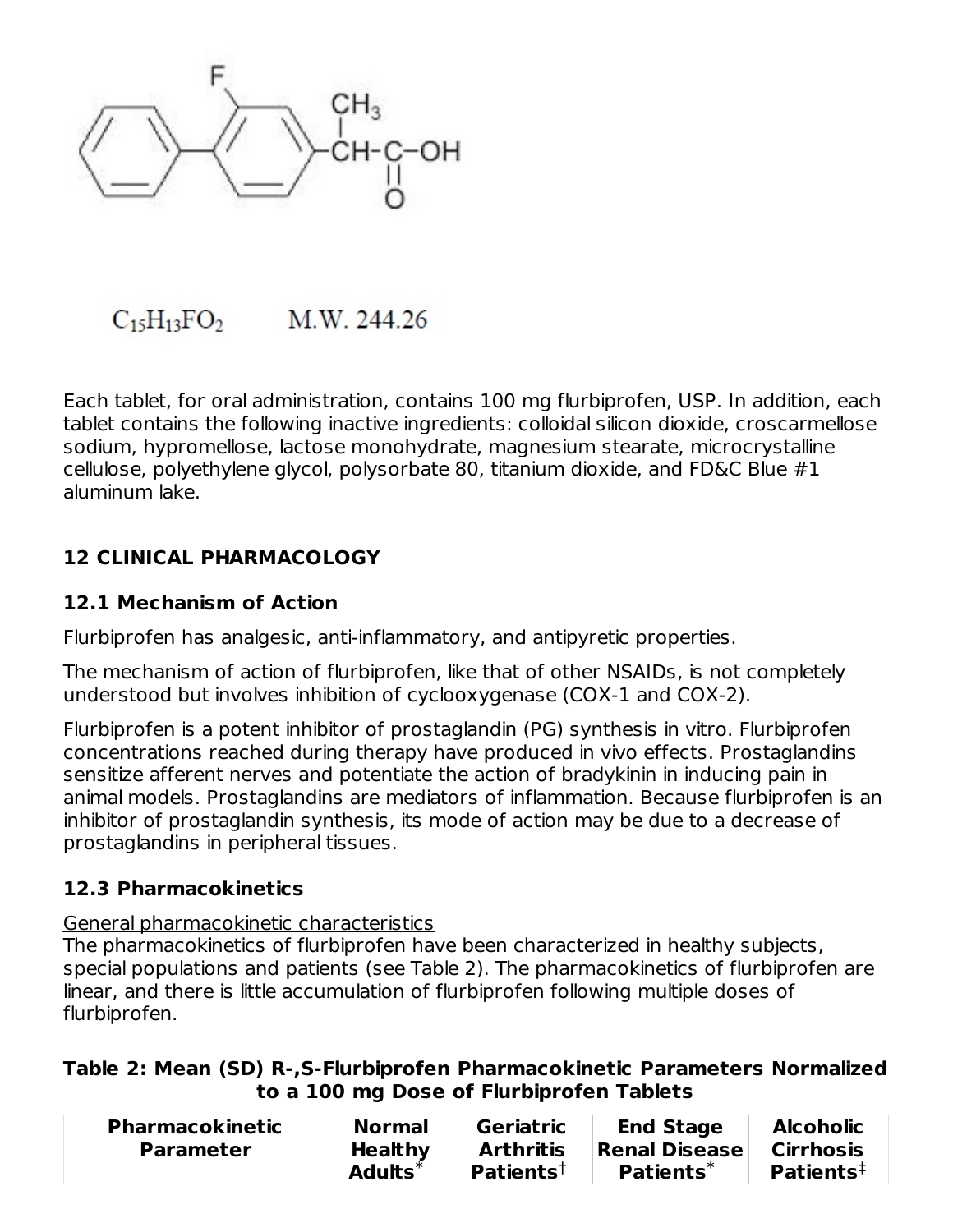$C_{15}H_{13}FO_2$ M.W. 244.26

Each tablet, for oral administration, contains 100 mg flurbiprofen, USP. In addition, each tablet contains the following inactive ingredients: colloidal silicon dioxide, croscarmellose sodium, hypromellose, lactose monohydrate, magnesium stearate, microcrystalline cellulose, polyethylene glycol, polysorbate 80, titanium dioxide, and FD&C Blue #1 aluminum lake.

## 12 CLINICAL PHARMACOLOGY

### 12.1 Mechanism of Action

Flurbiprofen has analgesic, anti-inflammatory, and antipyretic properties.

The mechanism of action of flurbiprofen, like that of other NSAIDs, is not completely understood but involves inhibition of cyclooxygenase (COX-1 and COX-2).

Flurbiprofen is a potent inhibitor of prostaglandin (PG) synthesis in vitro. Flurbiprofen concentrations reached during therapy have produced in vivo effects. Prostaglandins sensitize afferent nerves and potentiate the action of bradykinin in inducing pain in animal models. Prostaglandins are mediators of inflammation. Because flurbiprofen is an inhibitor of prostaglandin synthesis, its mode of action may be due to a decrease of prostaglandins in peripheral tissues.

### 12.3 Pharmacokinetics

General pharmacokinetic characteristics

The pharmacokinetics of flurbiprofen have been characterized in healthy subjects, special populations and patients (see Table 2). The pharmacokinetics of flurbiprofen are linear, and there is little accumulation of flurbiprofen following multiple doses of flurbiprofen.

**Table 2: Mean (SD) R-,S-Flurbiprofen Pharmacokinetic Parameters Normalized to a 100 mg Dose of Flurbiprofen Tablets**

| Pharmacokinetic Parameter | Normal Healthy Adults* | Geriatric Arthritis Patients† | End Stage Renal Disease Patients* | Alcoholic Cirrhosis Patients‡ |
|---|---|---|---|---|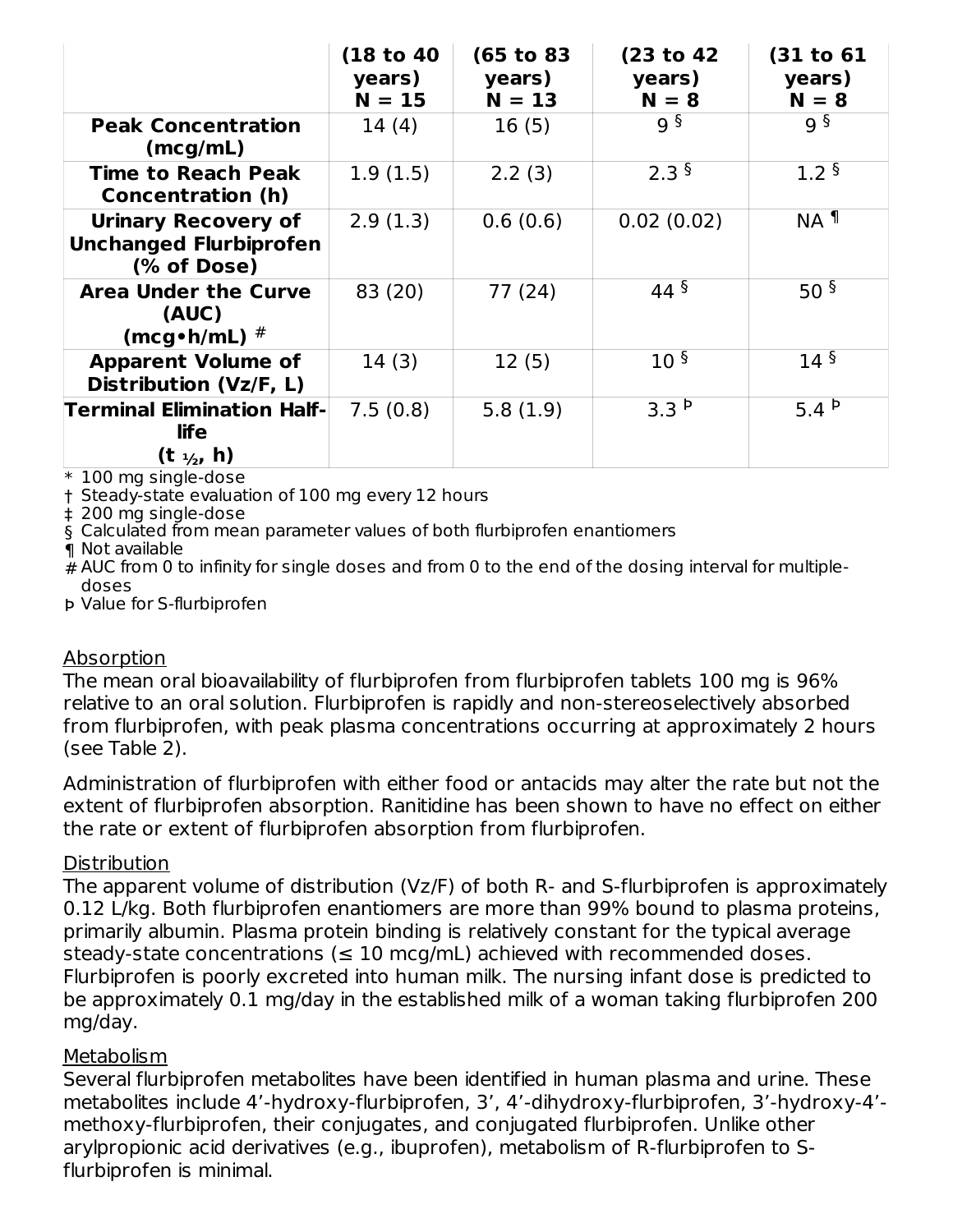| | (18 to 40 years) N = 15 | (65 to 83 years) N = 13 | (23 to 42 years) N = 8 | (31 to 61 years) N = 8 |
|---|---|---|---|---|
| **Peak Concentration (mcg/mL)** | 14 (4) | 16 (5) | 9 § | 9 § |
| **Time to Reach Peak Concentration (h)** | 1.9 (1.5) | 2.2 (3) | 2.3 § | 1.2 § |
| **Urinary Recovery of Unchanged Flurbiprofen (% of Dose)** | 2.9 (1.3) | 0.6 (0.6) | 0.02 (0.02) | NA ¶ |
| **Area Under the Curve (AUC) (mcg•h/mL) #** | 83 (20) | 77 (24) | 44 § | 50 § |
| **Apparent Volume of Distribution (Vz/F, L)** | 14 (3) | 12 (5) | 10 § | 14 § |
| **Terminal Elimination Half-life ($t_{½}$, h)** | 7.5 (0.8) | 5.8 (1.9) | 3.3 Þ | 5.4 Þ |

\* 100 mg single-dose
† Steady-state evaluation of 100 mg every 12 hours
‡ 200 mg single-dose
§ Calculated from mean parameter values of both flurbiprofen enantiomers
¶ Not available
\# AUC from 0 to infinity for single doses and from 0 to the end of the dosing interval for multiple-doses
Þ Value for S-flurbiprofen

Absorption

The mean oral bioavailability of flurbiprofen from flurbiprofen tablets 100 mg is 96% relative to an oral solution. Flurbiprofen is rapidly and non-stereoselectively absorbed from flurbiprofen, with peak plasma concentrations occurring at approximately 2 hours (see Table 2).

Administration of flurbiprofen with either food or antacids may alter the rate but not the extent of flurbiprofen absorption. Ranitidine has been shown to have no effect on either the rate or extent of flurbiprofen absorption from flurbiprofen.

Distribution

The apparent volume of distribution (Vz/F) of both R- and S-flurbiprofen is approximately 0.12 L/kg. Both flurbiprofen enantiomers are more than 99% bound to plasma proteins, primarily albumin. Plasma protein binding is relatively constant for the typical average steady-state concentrations (≤ 10 mcg/mL) achieved with recommended doses. Flurbiprofen is poorly excreted into human milk. The nursing infant dose is predicted to be approximately 0.1 mg/day in the established milk of a woman taking flurbiprofen 200 mg/day.

Metabolism

Several flurbiprofen metabolites have been identified in human plasma and urine. These metabolites include 4’-hydroxy-flurbiprofen, 3’, 4’-dihydroxy-flurbiprofen, 3’-hydroxy-4’-methoxy-flurbiprofen, their conjugates, and conjugated flurbiprofen. Unlike other arylpropionic acid derivatives (e.g., ibuprofen), metabolism of R-flurbiprofen to S-flurbiprofen is minimal.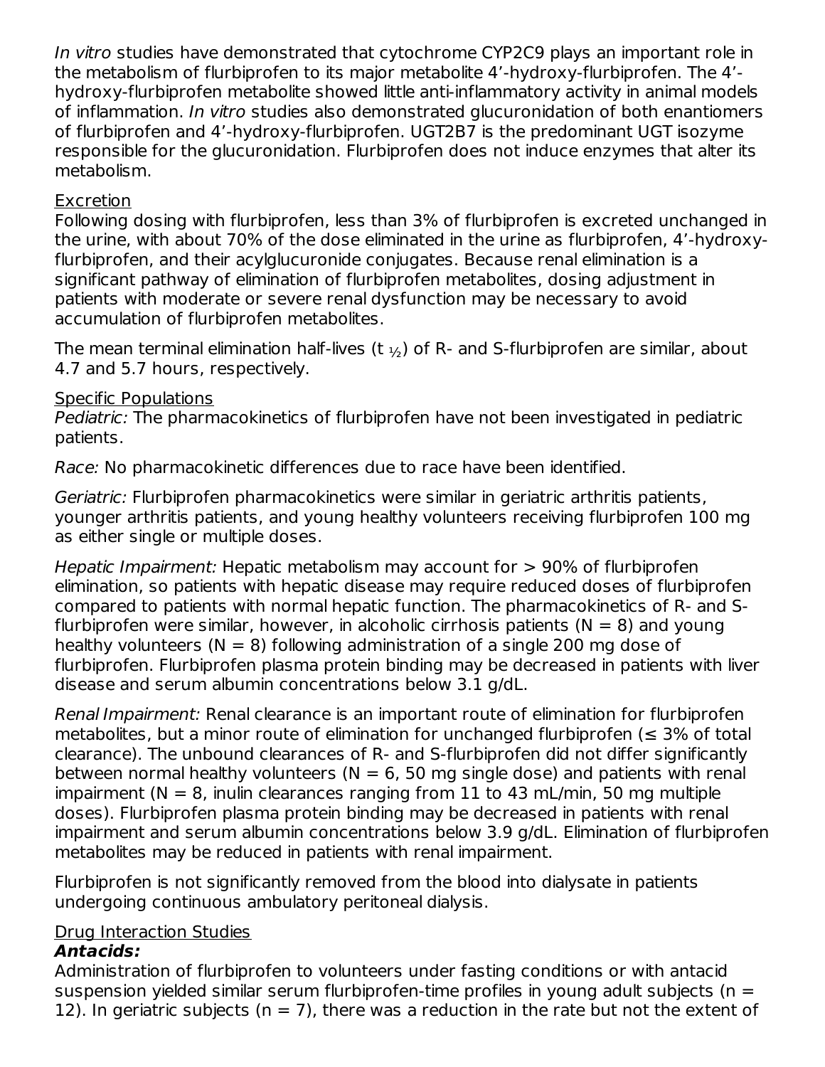*In vitro* studies have demonstrated that cytochrome CYP2C9 plays an important role in the metabolism of flurbiprofen to its major metabolite 4’-hydroxy-flurbiprofen. The 4’-hydroxy-flurbiprofen metabolite showed little anti-inflammatory activity in animal models of inflammation. *In vitro* studies also demonstrated glucuronidation of both enantiomers of flurbiprofen and 4’-hydroxy-flurbiprofen. UGT2B7 is the predominant UGT isozyme responsible for the glucuronidation. Flurbiprofen does not induce enzymes that alter its metabolism.

Excretion

Following dosing with flurbiprofen, less than 3% of flurbiprofen is excreted unchanged in the urine, with about 70% of the dose eliminated in the urine as flurbiprofen, 4’-hydroxy-flurbiprofen, and their acylglucuronide conjugates. Because renal elimination is a significant pathway of elimination of flurbiprofen metabolites, dosing adjustment in patients with moderate or severe renal dysfunction may be necessary to avoid accumulation of flurbiprofen metabolites.

The mean terminal elimination half-lives ($t_{½}$) of R- and S-flurbiprofen are similar, about 4.7 and 5.7 hours, respectively.

Specific Populations

*Pediatric:* The pharmacokinetics of flurbiprofen have not been investigated in pediatric patients.

*Race:* No pharmacokinetic differences due to race have been identified.

*Geriatric:* Flurbiprofen pharmacokinetics were similar in geriatric arthritis patients, younger arthritis patients, and young healthy volunteers receiving flurbiprofen 100 mg as either single or multiple doses.

*Hepatic Impairment:* Hepatic metabolism may account for > 90% of flurbiprofen elimination, so patients with hepatic disease may require reduced doses of flurbiprofen compared to patients with normal hepatic function. The pharmacokinetics of R- and S-flurbiprofen were similar, however, in alcoholic cirrhosis patients (N = 8) and young healthy volunteers (N = 8) following administration of a single 200 mg dose of flurbiprofen. Flurbiprofen plasma protein binding may be decreased in patients with liver disease and serum albumin concentrations below 3.1 g/dL.

*Renal Impairment:* Renal clearance is an important route of elimination for flurbiprofen metabolites, but a minor route of elimination for unchanged flurbiprofen (≤ 3% of total clearance). The unbound clearances of R- and S-flurbiprofen did not differ significantly between normal healthy volunteers (N = 6, 50 mg single dose) and patients with renal impairment (N = 8, inulin clearances ranging from 11 to 43 mL/min, 50 mg multiple doses). Flurbiprofen plasma protein binding may be decreased in patients with renal impairment and serum albumin concentrations below 3.9 g/dL. Elimination of flurbiprofen metabolites may be reduced in patients with renal impairment.

Flurbiprofen is not significantly removed from the blood into dialysate in patients undergoing continuous ambulatory peritoneal dialysis.

Drug Interaction Studies

***Antacids:***

Administration of flurbiprofen to volunteers under fasting conditions or with antacid suspension yielded similar serum flurbiprofen-time profiles in young adult subjects (n = 12). In geriatric subjects (n = 7), there was a reduction in the rate but not the extent of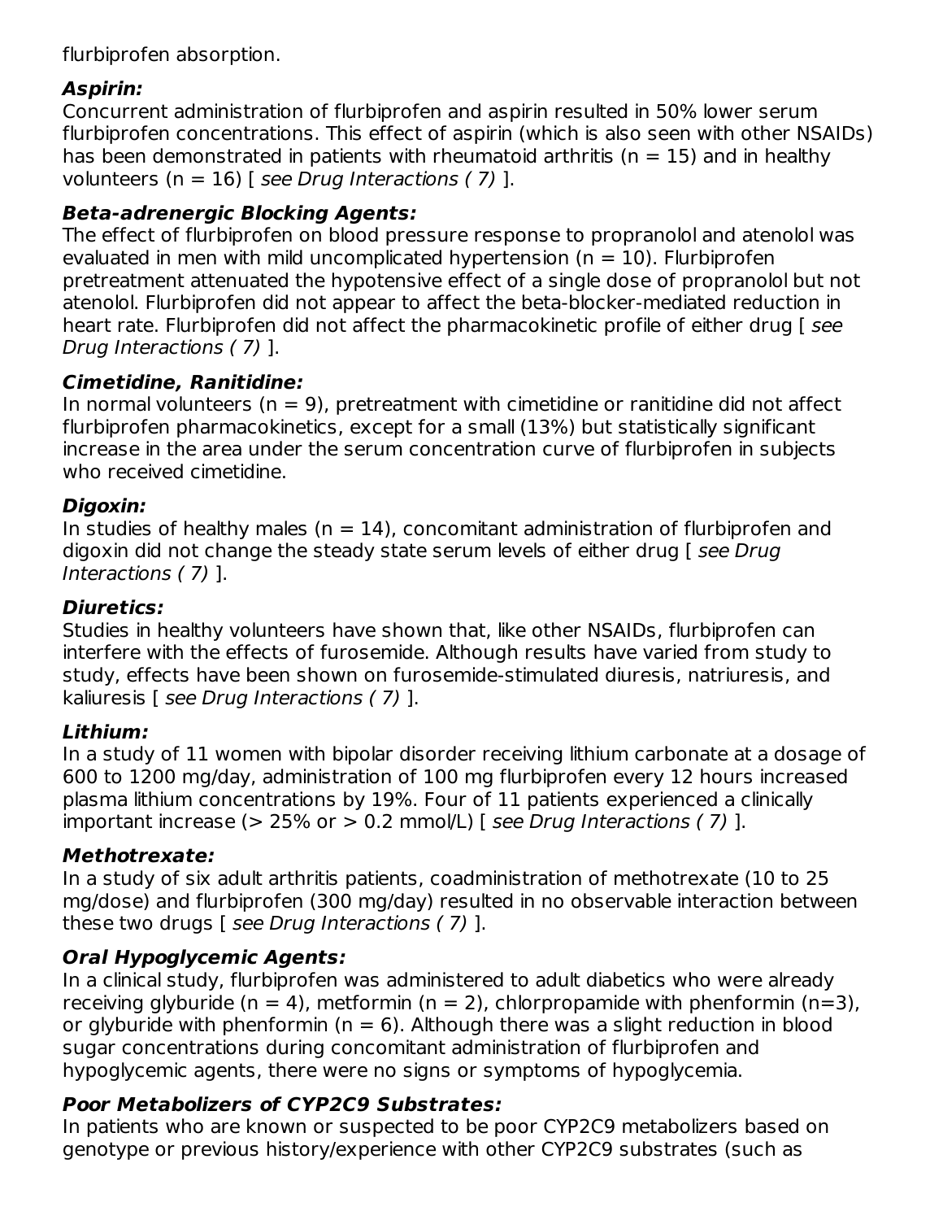flurbiprofen absorption.

### *Aspirin:*

Concurrent administration of flurbiprofen and aspirin resulted in 50% lower serum flurbiprofen concentrations. This effect of aspirin (which is also seen with other NSAIDs) has been demonstrated in patients with rheumatoid arthritis (n = 15) and in healthy volunteers (n = 16) [ *see Drug Interactions ( 7)* ].

### *Beta-adrenergic Blocking Agents:*

The effect of flurbiprofen on blood pressure response to propranolol and atenolol was evaluated in men with mild uncomplicated hypertension (n = 10). Flurbiprofen pretreatment attenuated the hypotensive effect of a single dose of propranolol but not atenolol. Flurbiprofen did not appear to affect the beta-blocker-mediated reduction in heart rate. Flurbiprofen did not affect the pharmacokinetic profile of either drug [ *see Drug Interactions ( 7)* ].

### *Cimetidine, Ranitidine:*

In normal volunteers (n = 9), pretreatment with cimetidine or ranitidine did not affect flurbiprofen pharmacokinetics, except for a small (13%) but statistically significant increase in the area under the serum concentration curve of flurbiprofen in subjects who received cimetidine.

### *Digoxin:*

In studies of healthy males (n = 14), concomitant administration of flurbiprofen and digoxin did not change the steady state serum levels of either drug [ *see Drug Interactions ( 7)* ].

### *Diuretics:*

Studies in healthy volunteers have shown that, like other NSAIDs, flurbiprofen can interfere with the effects of furosemide. Although results have varied from study to study, effects have been shown on furosemide-stimulated diuresis, natriuresis, and kaliuresis [ *see Drug Interactions ( 7)* ].

### *Lithium:*

In a study of 11 women with bipolar disorder receiving lithium carbonate at a dosage of 600 to 1200 mg/day, administration of 100 mg flurbiprofen every 12 hours increased plasma lithium concentrations by 19%. Four of 11 patients experienced a clinically important increase (> 25% or > 0.2 mmol/L) [ *see Drug Interactions ( 7)* ].

### *Methotrexate:*

In a study of six adult arthritis patients, coadministration of methotrexate (10 to 25 mg/dose) and flurbiprofen (300 mg/day) resulted in no observable interaction between these two drugs [ *see Drug Interactions ( 7)* ].

### *Oral Hypoglycemic Agents:*

In a clinical study, flurbiprofen was administered to adult diabetics who were already receiving glyburide (n = 4), metformin (n = 2), chlorpropamide with phenformin (n=3), or glyburide with phenformin (n = 6). Although there was a slight reduction in blood sugar concentrations during concomitant administration of flurbiprofen and hypoglycemic agents, there were no signs or symptoms of hypoglycemia.

### *Poor Metabolizers of CYP2C9 Substrates:*

In patients who are known or suspected to be poor CYP2C9 metabolizers based on genotype or previous history/experience with other CYP2C9 substrates (such as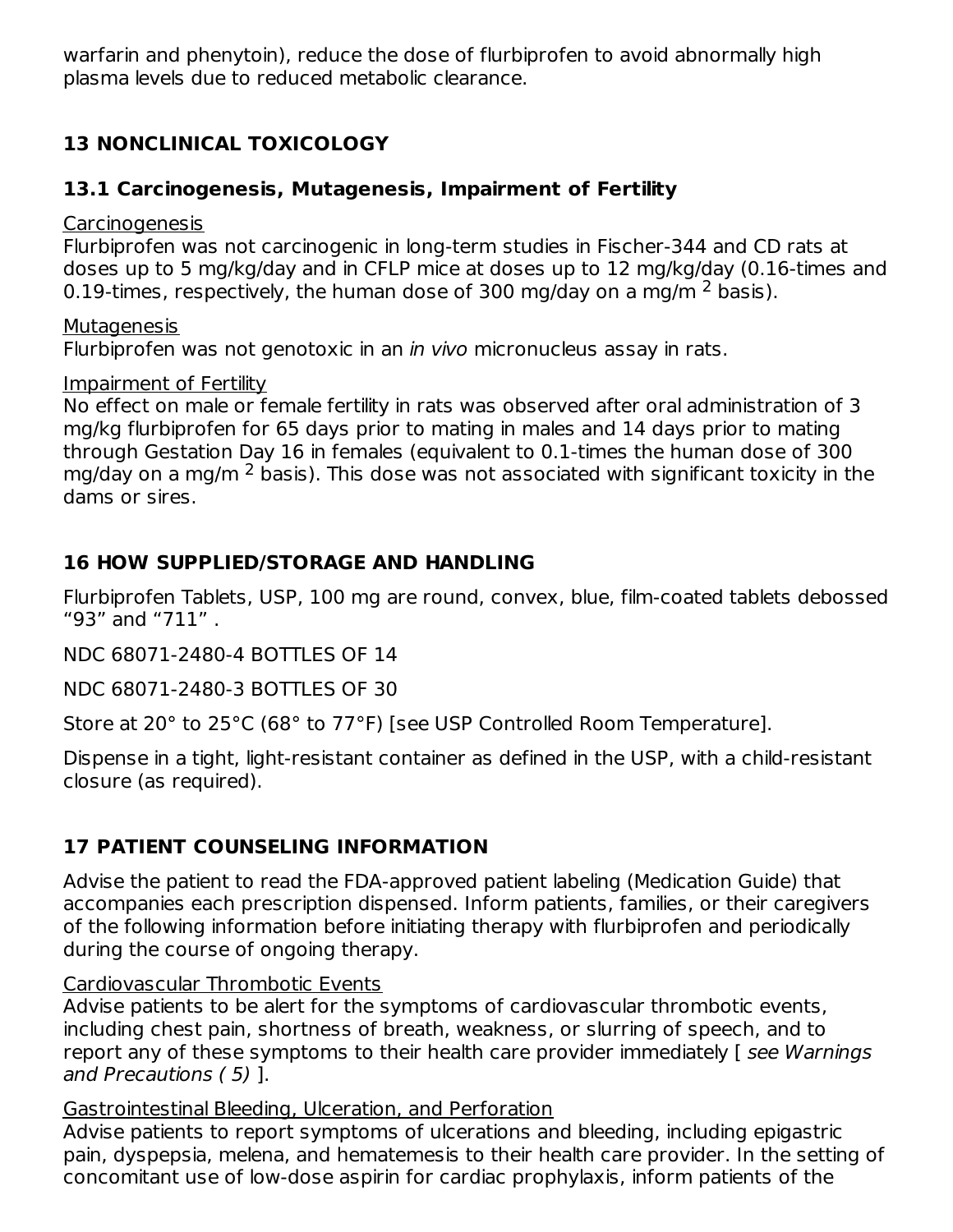warfarin and phenytoin), reduce the dose of flurbiprofen to avoid abnormally high plasma levels due to reduced metabolic clearance.

## 13 NONCLINICAL TOXICOLOGY

### 13.1 Carcinogenesis, Mutagenesis, Impairment of Fertility

Carcinogenesis

Flurbiprofen was not carcinogenic in long-term studies in Fischer-344 and CD rats at doses up to 5 mg/kg/day and in CFLP mice at doses up to 12 mg/kg/day (0.16-times and 0.19-times, respectively, the human dose of 300 mg/day on a mg/m $^2$ basis).

Mutagenesis

Flurbiprofen was not genotoxic in an *in vivo* micronucleus assay in rats.

Impairment of Fertility

No effect on male or female fertility in rats was observed after oral administration of 3 mg/kg flurbiprofen for 65 days prior to mating in males and 14 days prior to mating through Gestation Day 16 in females (equivalent to 0.1-times the human dose of 300 mg/day on a mg/m $^2$ basis). This dose was not associated with significant toxicity in the dams or sires.

## 16 HOW SUPPLIED/STORAGE AND HANDLING

Flurbiprofen Tablets, USP, 100 mg are round, convex, blue, film-coated tablets debossed "93" and "711" .

NDC 68071-2480-4 BOTTLES OF 14

NDC 68071-2480-3 BOTTLES OF 30

Store at 20° to 25°C (68° to 77°F) [see USP Controlled Room Temperature].

Dispense in a tight, light-resistant container as defined in the USP, with a child-resistant closure (as required).

## 17 PATIENT COUNSELING INFORMATION

Advise the patient to read the FDA-approved patient labeling (Medication Guide) that accompanies each prescription dispensed. Inform patients, families, or their caregivers of the following information before initiating therapy with flurbiprofen and periodically during the course of ongoing therapy.

Cardiovascular Thrombotic Events

Advise patients to be alert for the symptoms of cardiovascular thrombotic events, including chest pain, shortness of breath, weakness, or slurring of speech, and to report any of these symptoms to their health care provider immediately [ *see Warnings and Precautions ( 5)* ].

Gastrointestinal Bleeding, Ulceration, and Perforation

Advise patients to report symptoms of ulcerations and bleeding, including epigastric pain, dyspepsia, melena, and hematemesis to their health care provider. In the setting of concomitant use of low-dose aspirin for cardiac prophylaxis, inform patients of the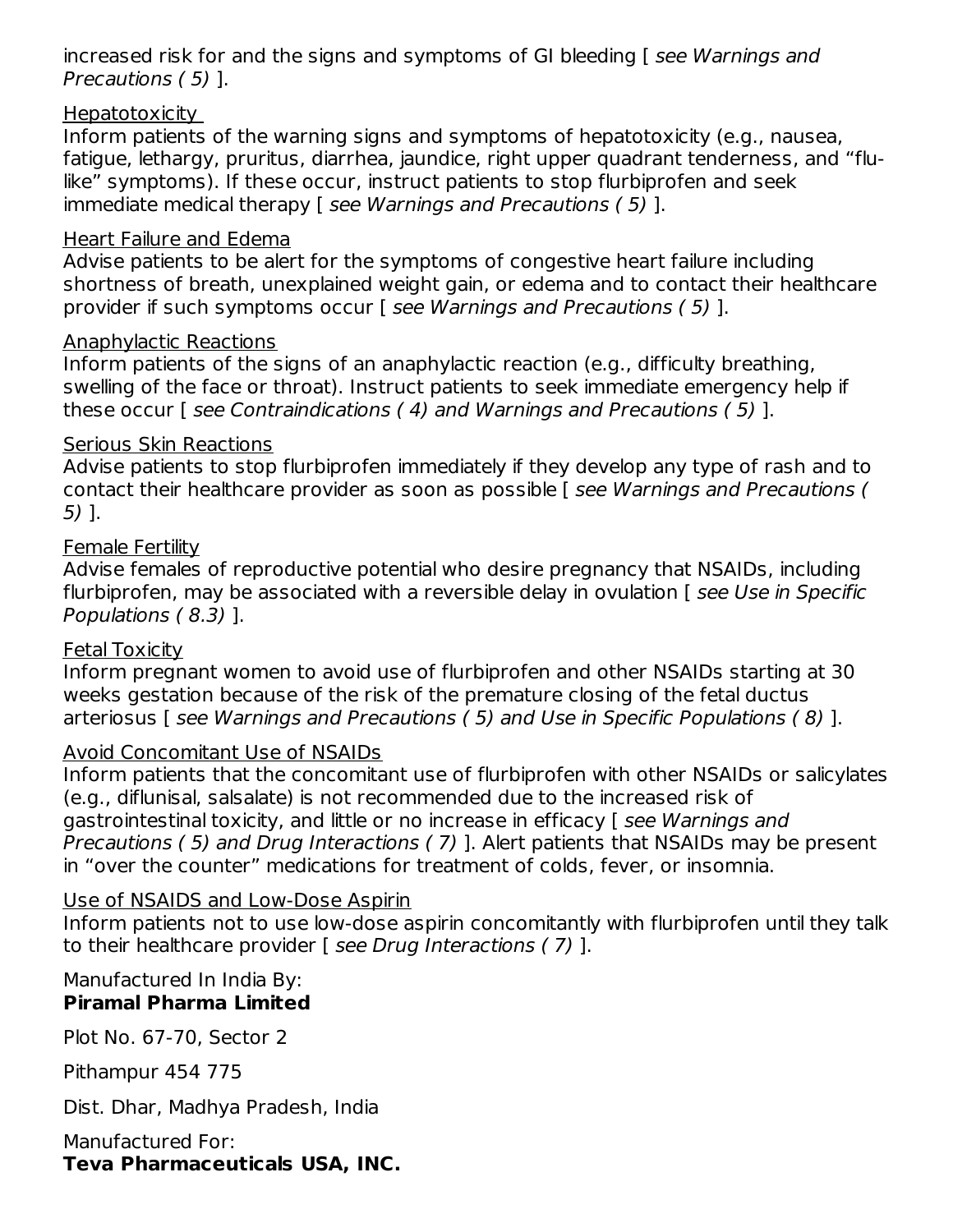increased risk for and the signs and symptoms of GI bleeding [ *see Warnings and Precautions ( 5)* ].

<u>Hepatotoxicity</u>

Inform patients of the warning signs and symptoms of hepatotoxicity (e.g., nausea, fatigue, lethargy, pruritus, diarrhea, jaundice, right upper quadrant tenderness, and "flu-like" symptoms). If these occur, instruct patients to stop flurbiprofen and seek immediate medical therapy [ *see Warnings and Precautions ( 5)* ].

<u>Heart Failure and Edema</u>

Advise patients to be alert for the symptoms of congestive heart failure including shortness of breath, unexplained weight gain, or edema and to contact their healthcare provider if such symptoms occur [ *see Warnings and Precautions ( 5)* ].

<u>Anaphylactic Reactions</u>

Inform patients of the signs of an anaphylactic reaction (e.g., difficulty breathing, swelling of the face or throat). Instruct patients to seek immediate emergency help if these occur [ *see Contraindications ( 4) and Warnings and Precautions ( 5)* ].

<u>Serious Skin Reactions</u>

Advise patients to stop flurbiprofen immediately if they develop any type of rash and to contact their healthcare provider as soon as possible [ *see Warnings and Precautions ( 5)* ].

<u>Female Fertility</u>

Advise females of reproductive potential who desire pregnancy that NSAIDs, including flurbiprofen, may be associated with a reversible delay in ovulation [ *see Use in Specific Populations ( 8.3)* ].

<u>Fetal Toxicity</u>

Inform pregnant women to avoid use of flurbiprofen and other NSAIDs starting at 30 weeks gestation because of the risk of the premature closing of the fetal ductus arteriosus [ *see Warnings and Precautions ( 5) and Use in Specific Populations ( 8)* ].

<u>Avoid Concomitant Use of NSAIDs</u>

Inform patients that the concomitant use of flurbiprofen with other NSAIDs or salicylates (e.g., diflunisal, salsalate) is not recommended due to the increased risk of gastrointestinal toxicity, and little or no increase in efficacy [ *see Warnings and Precautions ( 5) and Drug Interactions ( 7)* ]. Alert patients that NSAIDs may be present in "over the counter" medications for treatment of colds, fever, or insomnia.

<u>Use of NSAIDS and Low-Dose Aspirin</u>

Inform patients not to use low-dose aspirin concomitantly with flurbiprofen until they talk to their healthcare provider [ *see Drug Interactions ( 7)* ].

Manufactured In India By:
**Piramal Pharma Limited**

Plot No. 67-70, Sector 2

Pithampur 454 775

Dist. Dhar, Madhya Pradesh, India

Manufactured For:
**Teva Pharmaceuticals USA, INC.**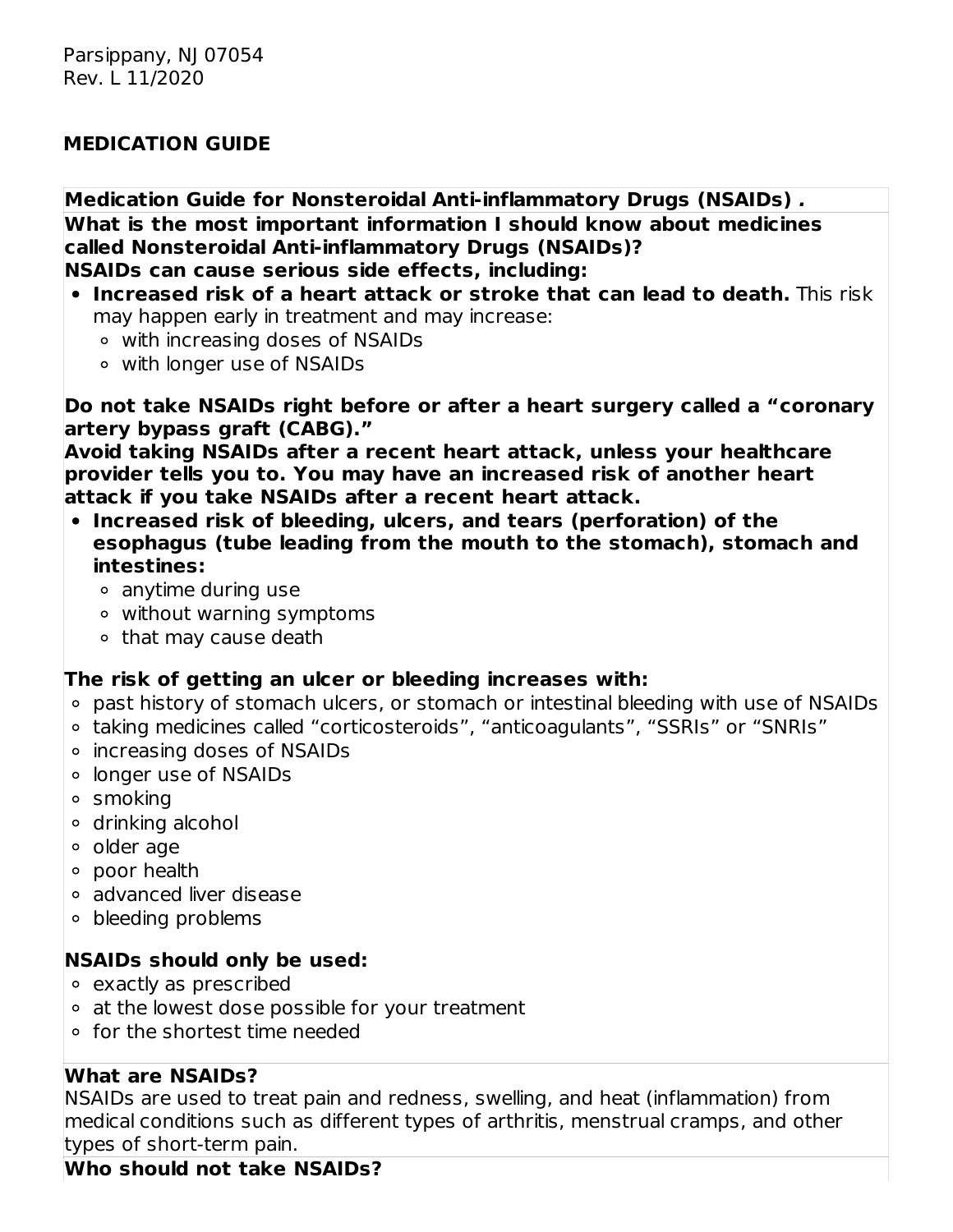Parsippany, NJ 07054
Rev. L 11/2020

## MEDICATION GUIDE

**Medication Guide for Nonsteroidal Anti-inflammatory Drugs (NSAIDs) .**

**What is the most important information I should know about medicines called Nonsteroidal Anti-inflammatory Drugs (NSAIDs)?**

**NSAIDs can cause serious side effects, including:**

- **Increased risk of a heart attack or stroke that can lead to death.** This risk may happen early in treatment and may increase:
  - with increasing doses of NSAIDs
  - with longer use of NSAIDs

**Do not take NSAIDs right before or after a heart surgery called a "coronary artery bypass graft (CABG)."**

**Avoid taking NSAIDs after a recent heart attack, unless your healthcare provider tells you to. You may have an increased risk of another heart attack if you take NSAIDs after a recent heart attack.**

- **Increased risk of bleeding, ulcers, and tears (perforation) of the esophagus (tube leading from the mouth to the stomach), stomach and intestines:**
  - anytime during use
  - without warning symptoms
  - that may cause death

**The risk of getting an ulcer or bleeding increases with:**

- past history of stomach ulcers, or stomach or intestinal bleeding with use of NSAIDs
- taking medicines called "corticosteroids", "anticoagulants", "SSRIs" or "SNRIs"
- increasing doses of NSAIDs
- longer use of NSAIDs
- smoking
- drinking alcohol
- older age
- poor health
- advanced liver disease
- bleeding problems

**NSAIDs should only be used:**

- exactly as prescribed
- at the lowest dose possible for your treatment
- for the shortest time needed

**What are NSAIDs?**

NSAIDs are used to treat pain and redness, swelling, and heat (inflammation) from medical conditions such as different types of arthritis, menstrual cramps, and other types of short-term pain.

**Who should not take NSAIDs?**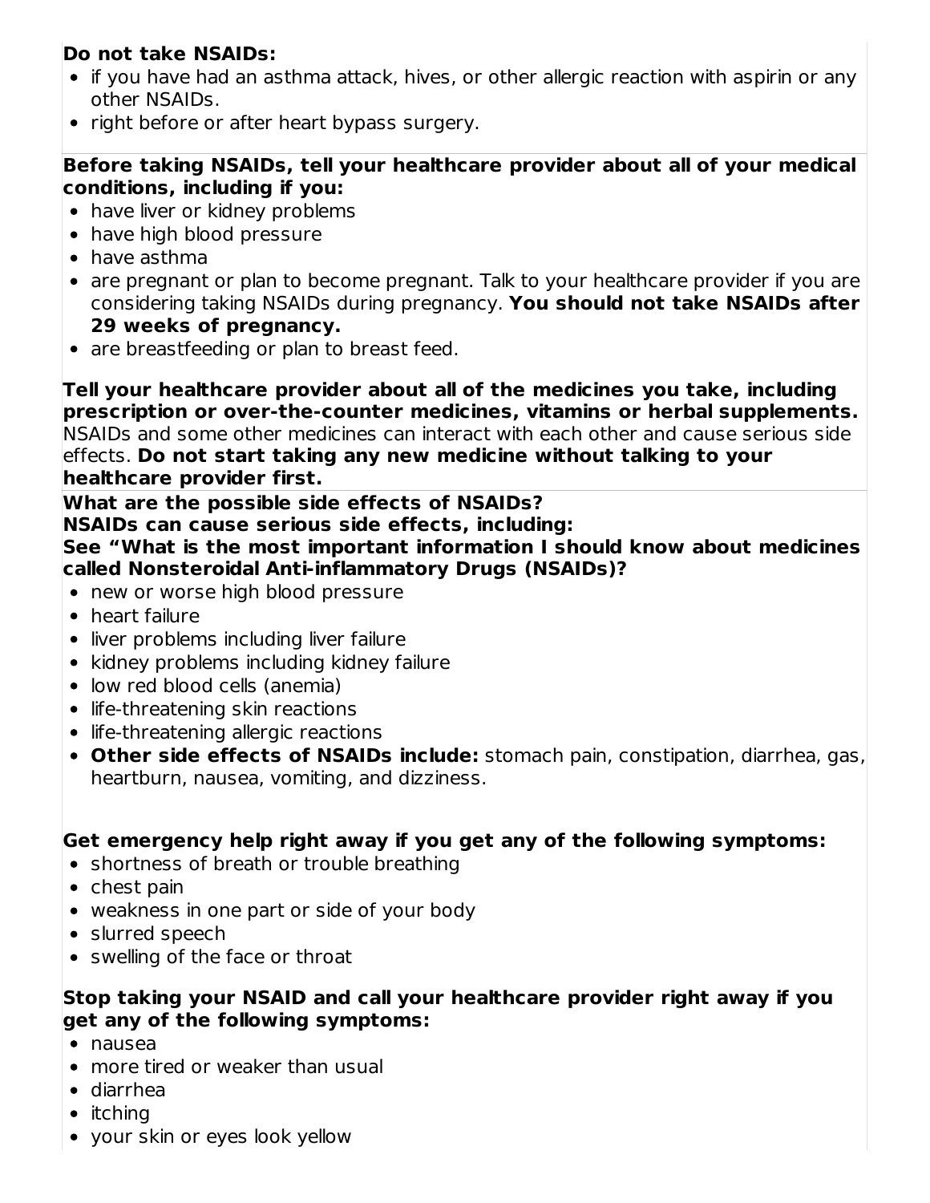**Do not take NSAIDs:**

- if you have had an asthma attack, hives, or other allergic reaction with aspirin or any other NSAIDs.
- right before or after heart bypass surgery.

**Before taking NSAIDs, tell your healthcare provider about all of your medical conditions, including if you:**

- have liver or kidney problems
- have high blood pressure
- have asthma
- are pregnant or plan to become pregnant. Talk to your healthcare provider if you are considering taking NSAIDs during pregnancy. **You should not take NSAIDs after 29 weeks of pregnancy.**
- are breastfeeding or plan to breast feed.

**Tell your healthcare provider about all of the medicines you take, including prescription or over-the-counter medicines, vitamins or herbal supplements.** NSAIDs and some other medicines can interact with each other and cause serious side effects. **Do not start taking any new medicine without talking to your healthcare provider first.**

**What are the possible side effects of NSAIDs?**
**NSAIDs can cause serious side effects, including:**
**See "What is the most important information I should know about medicines called Nonsteroidal Anti-inflammatory Drugs (NSAIDs)?**

- new or worse high blood pressure
- heart failure
- liver problems including liver failure
- kidney problems including kidney failure
- low red blood cells (anemia)
- life-threatening skin reactions
- life-threatening allergic reactions
- **Other side effects of NSAIDs include:** stomach pain, constipation, diarrhea, gas, heartburn, nausea, vomiting, and dizziness.

**Get emergency help right away if you get any of the following symptoms:**

- shortness of breath or trouble breathing
- chest pain
- weakness in one part or side of your body
- slurred speech
- swelling of the face or throat

**Stop taking your NSAID and call your healthcare provider right away if you get any of the following symptoms:**

- nausea
- more tired or weaker than usual
- diarrhea
- itching
- your skin or eyes look yellow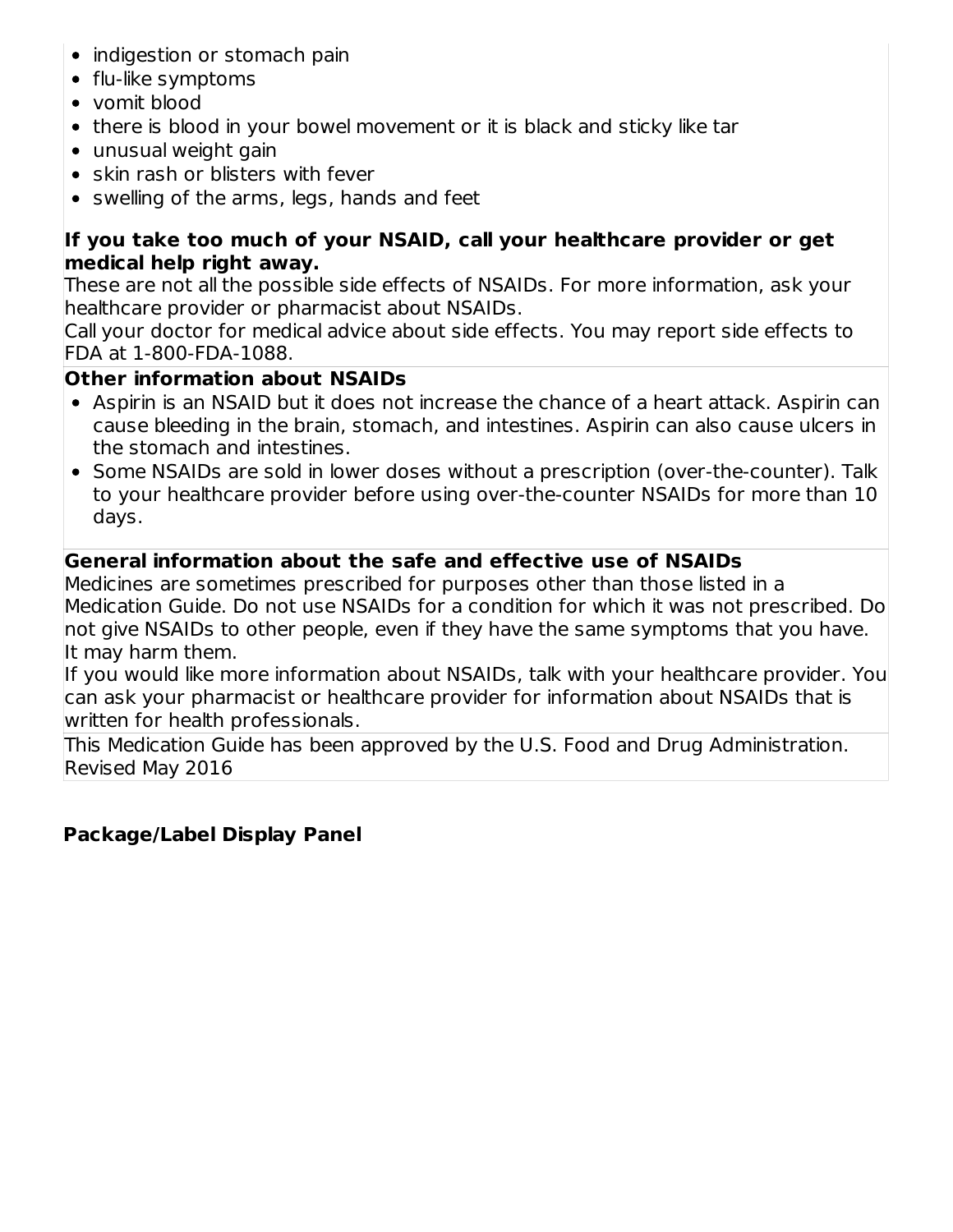- indigestion or stomach pain
- flu-like symptoms
- vomit blood
- there is blood in your bowel movement or it is black and sticky like tar
- unusual weight gain
- skin rash or blisters with fever
- swelling of the arms, legs, hands and feet

**If you take too much of your NSAID, call your healthcare provider or get medical help right away.**

These are not all the possible side effects of NSAIDs. For more information, ask your healthcare provider or pharmacist about NSAIDs.

Call your doctor for medical advice about side effects. You may report side effects to FDA at 1-800-FDA-1088.

**Other information about NSAIDs**

- Aspirin is an NSAID but it does not increase the chance of a heart attack. Aspirin can cause bleeding in the brain, stomach, and intestines. Aspirin can also cause ulcers in the stomach and intestines.
- Some NSAIDs are sold in lower doses without a prescription (over-the-counter). Talk to your healthcare provider before using over-the-counter NSAIDs for more than 10 days.

**General information about the safe and effective use of NSAIDs**

Medicines are sometimes prescribed for purposes other than those listed in a Medication Guide. Do not use NSAIDs for a condition for which it was not prescribed. Do not give NSAIDs to other people, even if they have the same symptoms that you have. It may harm them.

If you would like more information about NSAIDs, talk with your healthcare provider. You can ask your pharmacist or healthcare provider for information about NSAIDs that is written for health professionals.

This Medication Guide has been approved by the U.S. Food and Drug Administration.
Revised May 2016

**Package/Label Display Panel**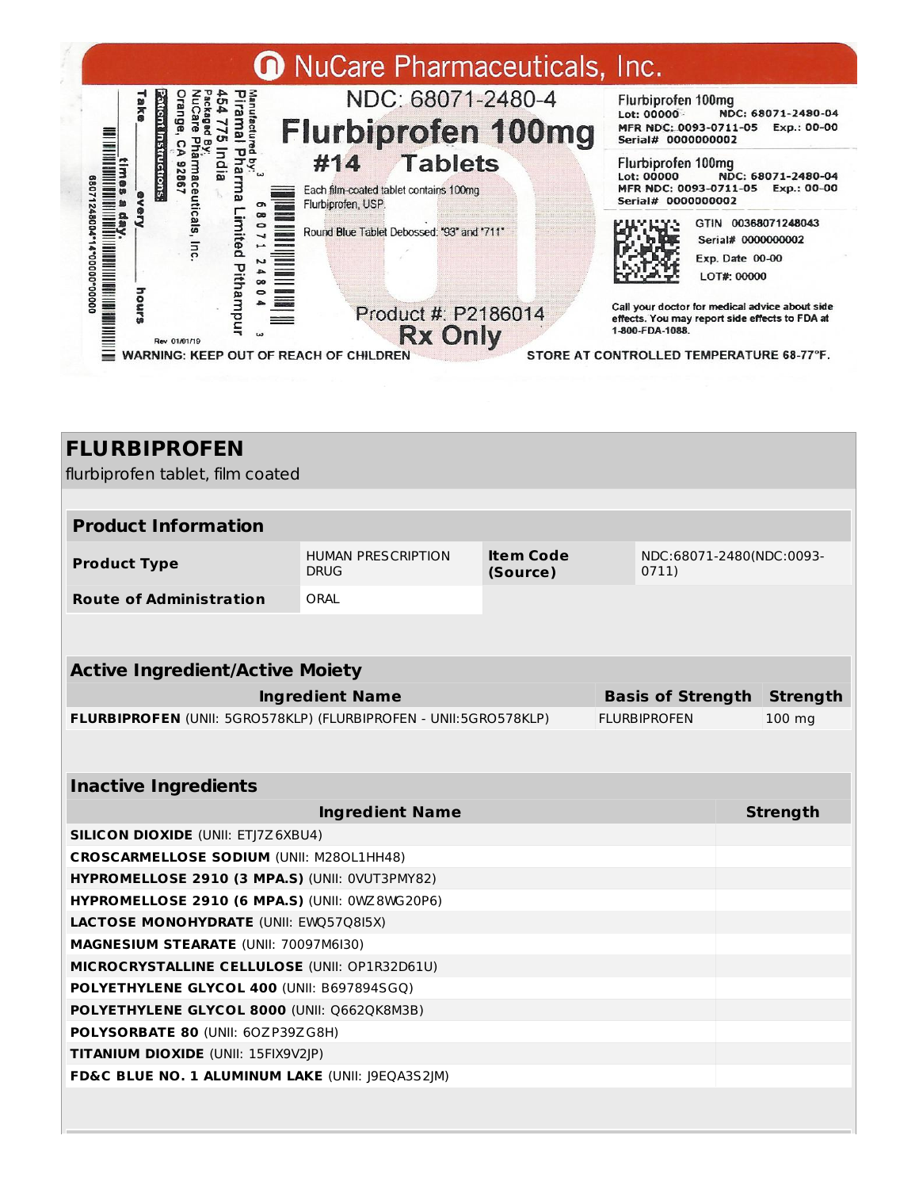NuCare Pharmaceuticals, Inc.

NDC: 68071-2480-4

**Flurbiprofen 100mg**

**#14 Tablets**

Each film-coated tablet contains 100mg Flurbiprofen, USP.

Round Blue Tablet Debossed: "93" and "711"

Product #: P2186014

**Rx Only**

Manufactured by: Piramal Pharma Limited Pithampur 454 775 India

Packaged By: NuCare Pharmaceuticals, Inc. Orange, CA 92867

Patient Instructions: Take ______ times a day, every ______ hours

3 68071 24804 3

Rev 01/01/19

Flurbiprofen 100mg
Lot: 00000 NDC: 68071-2480-04
MFR NDC: 0093-0711-05 Exp.: 00-00
Serial# 0000000002

Flurbiprofen 100mg
Lot: 00000 NDC: 68071-2480-04
MFR NDC: 0093-0711-05 Exp.: 00-00
Serial# 0000000002

GTIN 00368071248043
Serial# 0000000002
Exp. Date 00-00
LOT#: 00000

Call your doctor for medical advice about side effects. You may report side effects to FDA at 1-800-FDA-1088.

WARNING: KEEP OUT OF REACH OF CHILDREN

STORE AT CONTROLLED TEMPERATURE 68-77°F.

## FLURBIPROFEN

flurbiprofen tablet, film coated

| Product Information | | | |
|---|---|---|---|
| **Product Type** | HUMAN PRESCRIPTION DRUG | **Item Code (Source)** | NDC:68071-2480(NDC:0093-0711) |
| **Route of Administration** | ORAL | | |

| Active Ingredient/Active Moiety | | |
|---|---|---|
| **Ingredient Name** | **Basis of Strength** | **Strength** |
| **FLURBIPROFEN** (UNII: 5GRO578KLP) (FLURBIPROFEN - UNII:5GRO578KLP) | FLURBIPROFEN | 100 mg |

| Inactive Ingredients | |
|---|---|
| **Ingredient Name** | **Strength** |
| **SILICON DIOXIDE** (UNII: ETJ7Z6XBU4) | |
| **CROSCARMELLOSE SODIUM** (UNII: M28OL1HH48) | |
| **HYPROMELLOSE 2910 (3 MPA.S)** (UNII: 0VUT3PMY82) | |
| **HYPROMELLOSE 2910 (6 MPA.S)** (UNII: 0WZ8WG20P6) | |
| **LACTOSE MONOHYDRATE** (UNII: EWQ57Q8I5X) | |
| **MAGNESIUM STEARATE** (UNII: 70097M6I30) | |
| **MICROCRYSTALLINE CELLULOSE** (UNII: OP1R32D61U) | |
| **POLYETHYLENE GLYCOL 400** (UNII: B697894SGQ) | |
| **POLYETHYLENE GLYCOL 8000** (UNII: Q662QK8M3B) | |
| **POLYSORBATE 80** (UNII: 6OZP39ZG8H) | |
| **TITANIUM DIOXIDE** (UNII: 15FIX9V2JP) | |
| **FD&C BLUE NO. 1 ALUMINUM LAKE** (UNII: J9EQA3S2JM) | |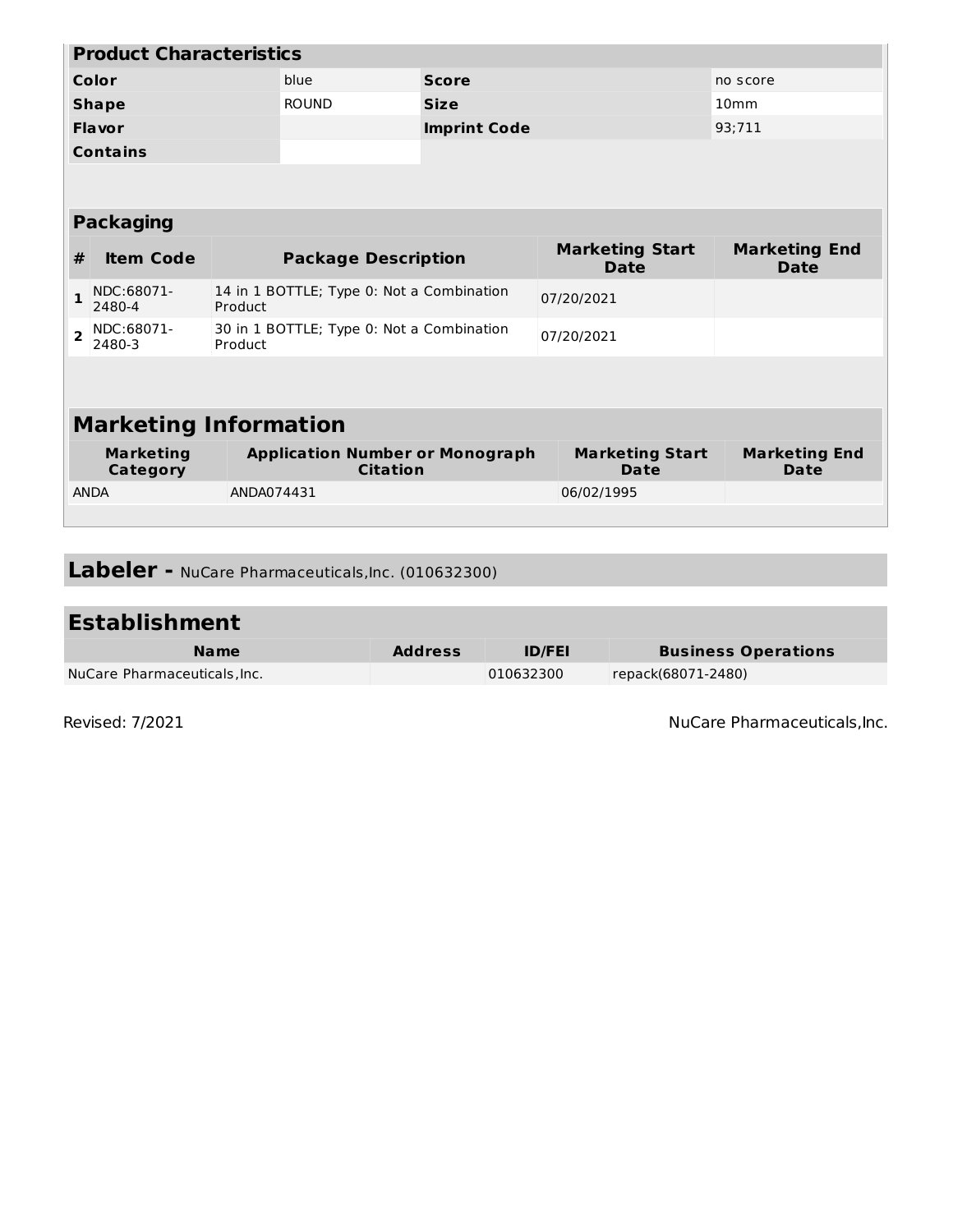| Product Characteristics | | | |
|---|---|---|---|
| **Color** | blue | **Score** | no score |
| **Shape** | ROUND | **Size** | 10mm |
| **Flavor** | | **Imprint Code** | 93;711 |
| **Contains** | | | |

| Packaging | | | | |
|---|---|---|---|---|
| **#** | **Item Code** | **Package Description** | **Marketing Start Date** | **Marketing End Date** |
| **1** | NDC:68071-2480-4 | 14 in 1 BOTTLE; Type 0: Not a Combination Product | 07/20/2021 | |
| **2** | NDC:68071-2480-3 | 30 in 1 BOTTLE; Type 0: Not a Combination Product | 07/20/2021 | |

## Marketing Information

| Marketing Category | Application Number or Monograph Citation | Marketing Start Date | Marketing End Date |
|---|---|---|---|
| ANDA | ANDA074431 | 06/02/1995 | |

## Labeler - NuCare Pharmaceuticals,Inc. (010632300)

## Establishment

| Name | Address | ID/FEI | Business Operations |
|---|---|---|---|
| NuCare Pharmaceuticals,Inc. | | 010632300 | repack(68071-2480) |

Revised: 7/2021

NuCare Pharmaceuticals,Inc.